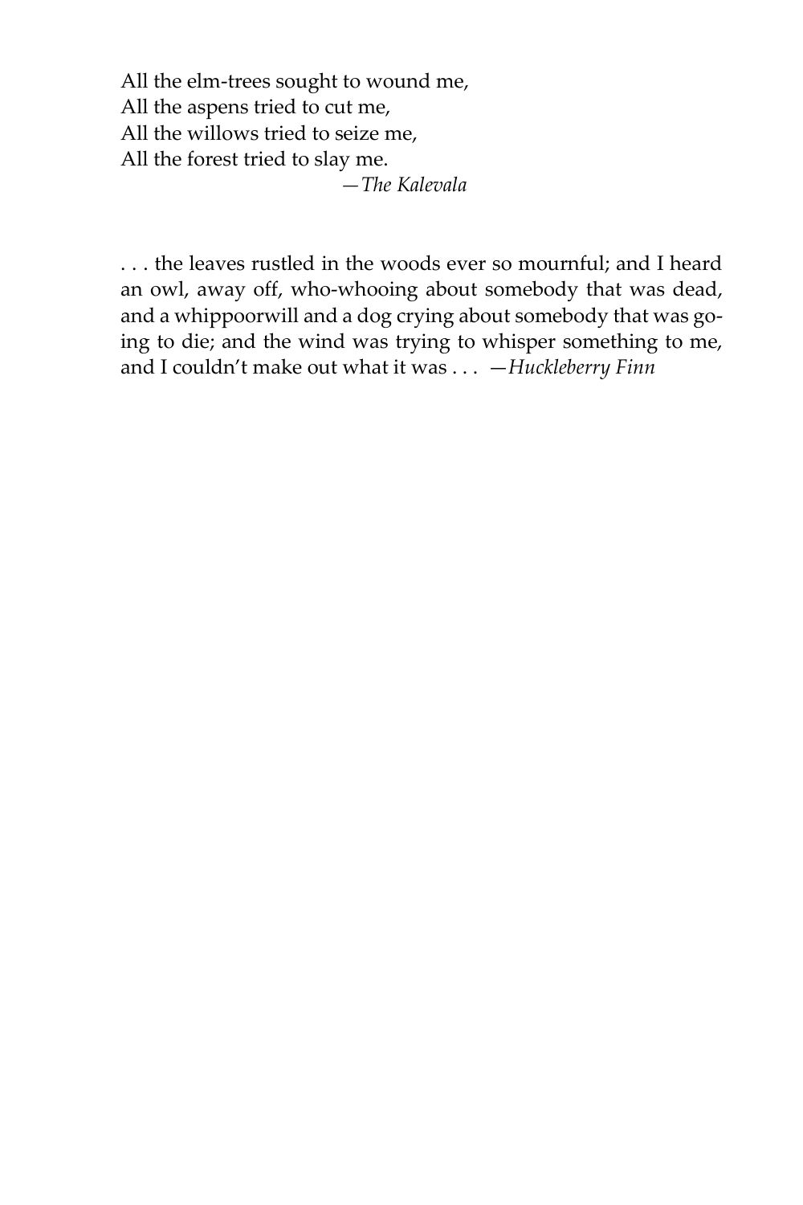All the elm-trees sought to wound me,  
All the aspens tried to cut me,  
All the willows tried to seize me,  
All the forest tried to slay me.

—*The Kalevala*

. . . the leaves rustled in the woods ever so mournful; and I heard an owl, away off, who-whooing about somebody that was dead, and a whippoorwill and a dog crying about somebody that was going to die; and the wind was trying to whisper something to me, and I couldn't make out what it was . . . —*Huckleberry Finn*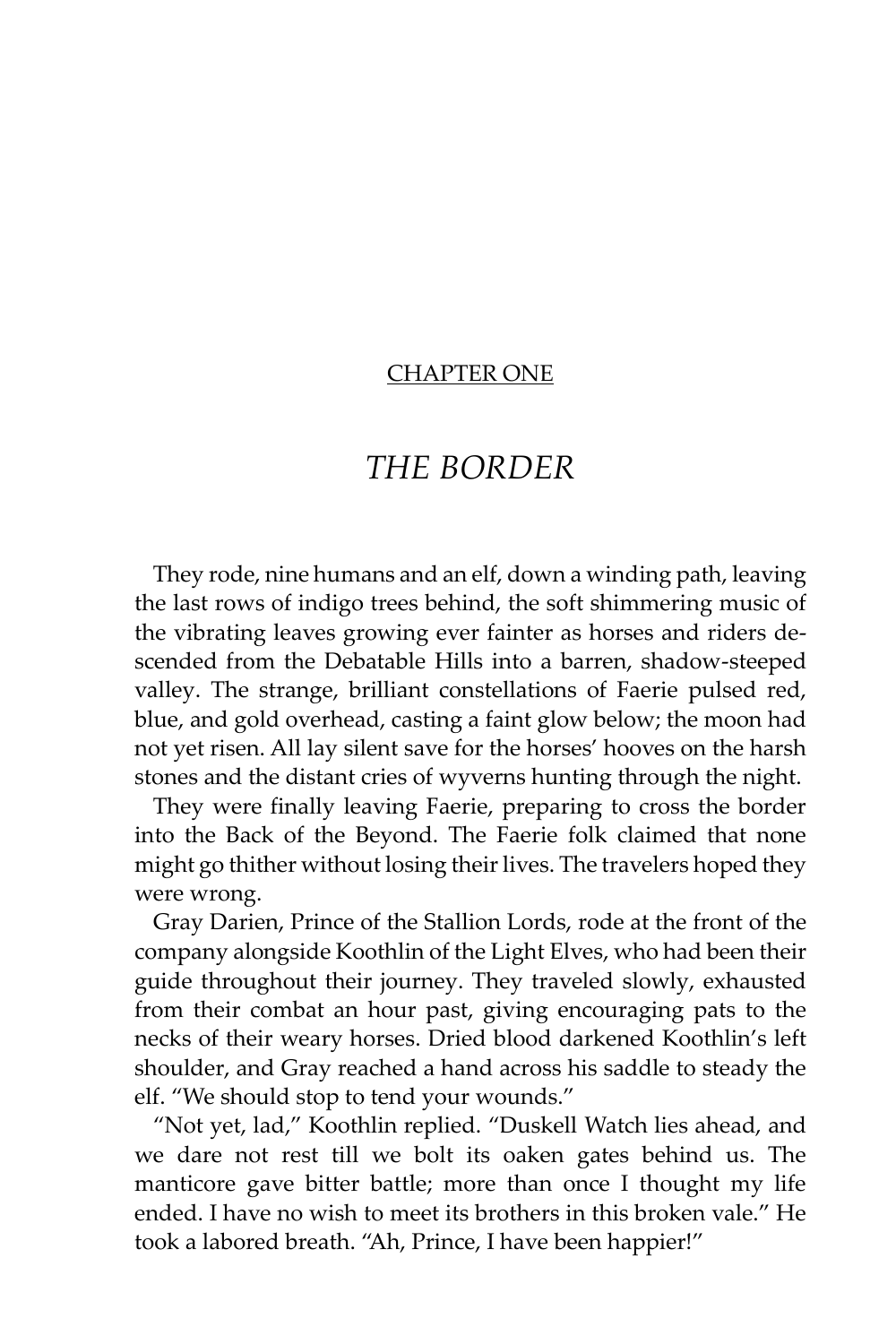## CHAPTER ONE

# *THE BORDER*

They rode, nine humans and an elf, down a winding path, leaving the last rows of indigo trees behind, the soft shimmering music of the vibrating leaves growing ever fainter as horses and riders descended from the Debatable Hills into a barren, shadow-steeped valley. The strange, brilliant constellations of Faerie pulsed red, blue, and gold overhead, casting a faint glow below; the moon had not yet risen. All lay silent save for the horses' hooves on the harsh stones and the distant cries of wyverns hunting through the night.

They were finally leaving Faerie, preparing to cross the border into the Back of the Beyond. The Faerie folk claimed that none might go thither without losing their lives. The travelers hoped they were wrong.

Gray Darien, Prince of the Stallion Lords, rode at the front of the company alongside Koothlin of the Light Elves, who had been their guide throughout their journey. They traveled slowly, exhausted from their combat an hour past, giving encouraging pats to the necks of their weary horses. Dried blood darkened Koothlin's left shoulder, and Gray reached a hand across his saddle to steady the elf. "We should stop to tend your wounds."

"Not yet, lad," Koothlin replied. "Duskell Watch lies ahead, and we dare not rest till we bolt its oaken gates behind us. The manticore gave bitter battle; more than once I thought my life ended. I have no wish to meet its brothers in this broken vale." He took a labored breath. "Ah, Prince, I have been happier!"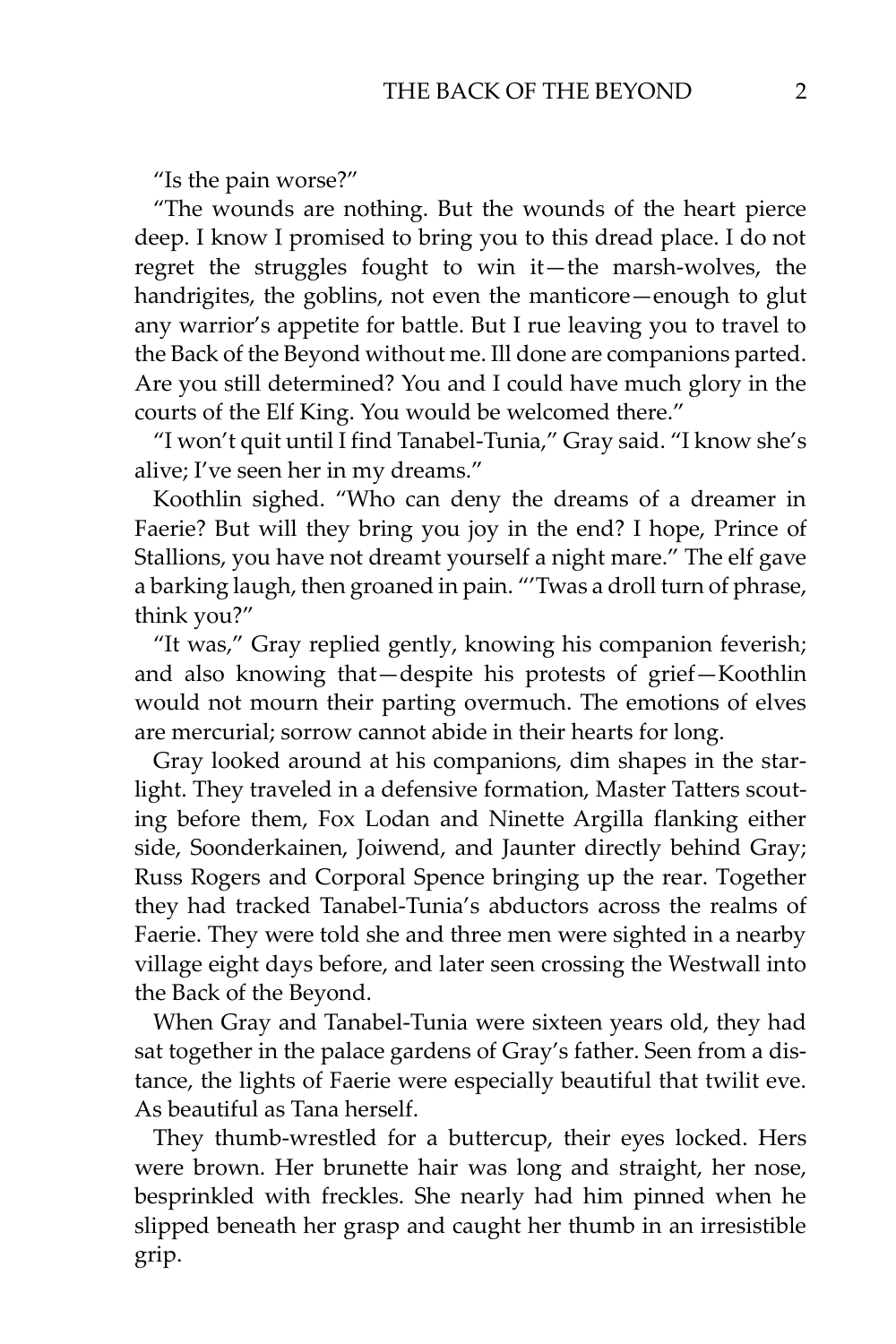"Is the pain worse?"

"The wounds are nothing. But the wounds of the heart pierce deep. I know I promised to bring you to this dread place. I do not regret the struggles fought to win it—the marsh-wolves, the handrigites, the goblins, not even the manticore—enough to glut any warrior's appetite for battle. But I rue leaving you to travel to the Back of the Beyond without me. Ill done are companions parted. Are you still determined? You and I could have much glory in the courts of the Elf King. You would be welcomed there."

"I won't quit until I find Tanabel-Tunia," Gray said. "I know she's alive; I've seen her in my dreams."

Koothlin sighed. "Who can deny the dreams of a dreamer in Faerie? But will they bring you joy in the end? I hope, Prince of Stallions, you have not dreamt yourself a night mare." The elf gave a barking laugh, then groaned in pain. "'Twas a droll turn of phrase, think you?"

"It was," Gray replied gently, knowing his companion feverish; and also knowing that—despite his protests of grief—Koothlin would not mourn their parting overmuch. The emotions of elves are mercurial; sorrow cannot abide in their hearts for long.

Gray looked around at his companions, dim shapes in the starlight. They traveled in a defensive formation, Master Tatters scouting before them, Fox Lodan and Ninette Argilla flanking either side, Soonderkainen, Joiwend, and Jaunter directly behind Gray; Russ Rogers and Corporal Spence bringing up the rear. Together they had tracked Tanabel-Tunia's abductors across the realms of Faerie. They were told she and three men were sighted in a nearby village eight days before, and later seen crossing the Westwall into the Back of the Beyond.

When Gray and Tanabel-Tunia were sixteen years old, they had sat together in the palace gardens of Gray's father. Seen from a distance, the lights of Faerie were especially beautiful that twilit eve. As beautiful as Tana herself.

They thumb-wrestled for a buttercup, their eyes locked. Hers were brown. Her brunette hair was long and straight, her nose, besprinkled with freckles. She nearly had him pinned when he slipped beneath her grasp and caught her thumb in an irresistible grip.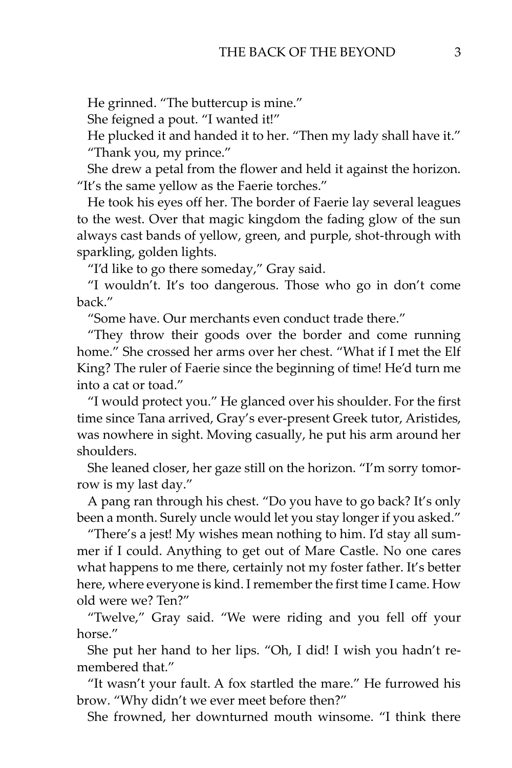He grinned. "The buttercup is mine."

She feigned a pout. "I wanted it!"

He plucked it and handed it to her. "Then my lady shall have it."

"Thank you, my prince."

She drew a petal from the flower and held it against the horizon. "It's the same yellow as the Faerie torches."

He took his eyes off her. The border of Faerie lay several leagues to the west. Over that magic kingdom the fading glow of the sun always cast bands of yellow, green, and purple, shot-through with sparkling, golden lights.

"I'd like to go there someday," Gray said.

"I wouldn't. It's too dangerous. Those who go in don't come back."

"Some have. Our merchants even conduct trade there."

"They throw their goods over the border and come running home." She crossed her arms over her chest. "What if I met the Elf King? The ruler of Faerie since the beginning of time! He'd turn me into a cat or toad."

"I would protect you." He glanced over his shoulder. For the first time since Tana arrived, Gray's ever-present Greek tutor, Aristides, was nowhere in sight. Moving casually, he put his arm around her shoulders.

She leaned closer, her gaze still on the horizon. "I'm sorry tomorrow is my last day."

A pang ran through his chest. "Do you have to go back? It's only been a month. Surely uncle would let you stay longer if you asked."

"There's a jest! My wishes mean nothing to him. I'd stay all summer if I could. Anything to get out of Mare Castle. No one cares what happens to me there, certainly not my foster father. It's better here, where everyone is kind. I remember the first time I came. How old were we? Ten?"

"Twelve," Gray said. "We were riding and you fell off your horse."

She put her hand to her lips. "Oh, I did! I wish you hadn't remembered that."

"It wasn't your fault. A fox startled the mare." He furrowed his brow. "Why didn't we ever meet before then?"

She frowned, her downturned mouth winsome. "I think there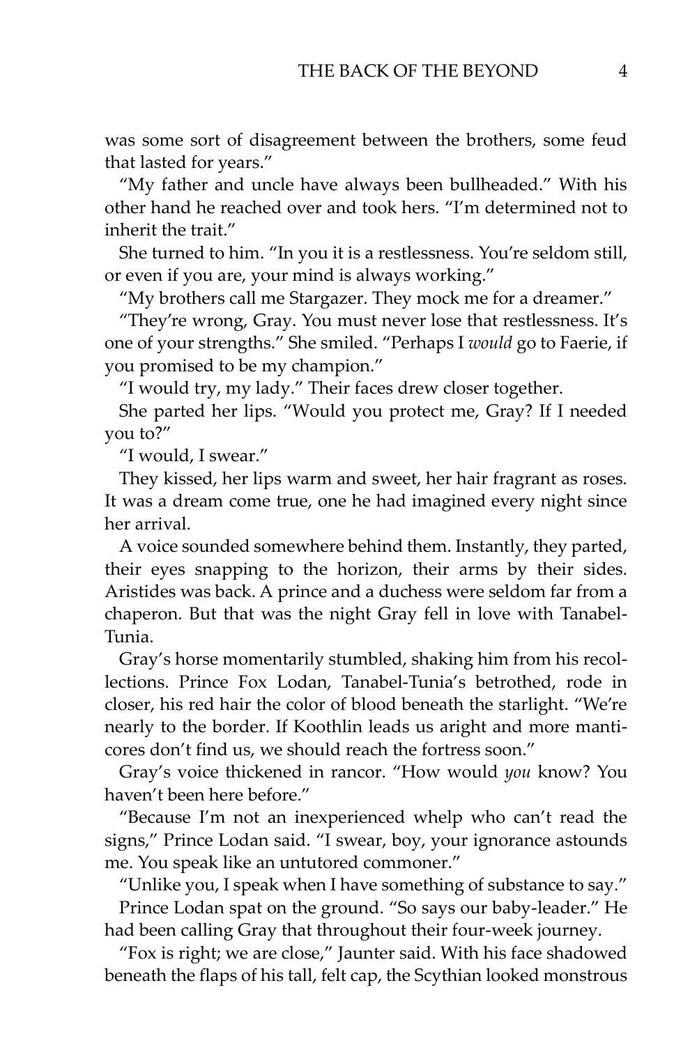was some sort of disagreement between the brothers, some feud that lasted for years."

"My father and uncle have always been bullheaded." With his other hand he reached over and took hers. "I'm determined not to inherit the trait."

She turned to him. "In you it is a restlessness. You're seldom still, or even if you are, your mind is always working."

"My brothers call me Stargazer. They mock me for a dreamer."

"They're wrong, Gray. You must never lose that restlessness. It's one of your strengths." She smiled. "Perhaps I *would* go to Faerie, if you promised to be my champion."

"I would try, my lady." Their faces drew closer together.

She parted her lips. "Would you protect me, Gray? If I needed you to?"

"I would, I swear."

They kissed, her lips warm and sweet, her hair fragrant as roses. It was a dream come true, one he had imagined every night since her arrival.

A voice sounded somewhere behind them. Instantly, they parted, their eyes snapping to the horizon, their arms by their sides. Aristides was back. A prince and a duchess were seldom far from a chaperon. But that was the night Gray fell in love with Tanabel-Tunia.

Gray's horse momentarily stumbled, shaking him from his recollections. Prince Fox Lodan, Tanabel-Tunia's betrothed, rode in closer, his red hair the color of blood beneath the starlight. "We're nearly to the border. If Koothlin leads us aright and more manticores don't find us, we should reach the fortress soon."

Gray's voice thickened in rancor. "How would *you* know? You haven't been here before."

"Because I'm not an inexperienced whelp who can't read the signs," Prince Lodan said. "I swear, boy, your ignorance astounds me. You speak like an untutored commoner."

"Unlike you, I speak when I have something of substance to say."

Prince Lodan spat on the ground. "So says our baby-leader." He had been calling Gray that throughout their four-week journey.

"Fox is right; we are close," Jaunter said. With his face shadowed beneath the flaps of his tall, felt cap, the Scythian looked monstrous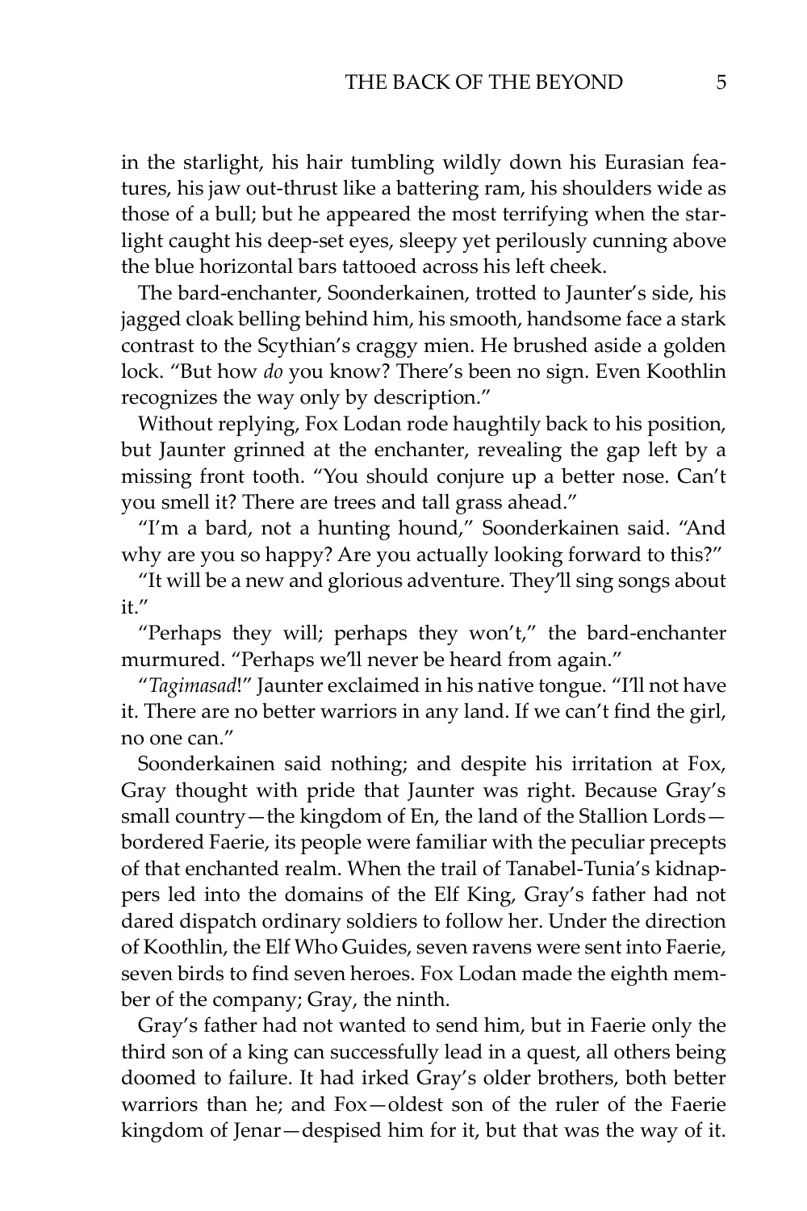in the starlight, his hair tumbling wildly down his Eurasian features, his jaw out-thrust like a battering ram, his shoulders wide as those of a bull; but he appeared the most terrifying when the starlight caught his deep-set eyes, sleepy yet perilously cunning above the blue horizontal bars tattooed across his left cheek.

The bard-enchanter, Soonderkainen, trotted to Jaunter's side, his jagged cloak belling behind him, his smooth, handsome face a stark contrast to the Scythian's craggy mien. He brushed aside a golden lock. "But how *do* you know? There's been no sign. Even Koothlin recognizes the way only by description."

Without replying, Fox Lodan rode haughtily back to his position, but Jaunter grinned at the enchanter, revealing the gap left by a missing front tooth. "You should conjure up a better nose. Can't you smell it? There are trees and tall grass ahead."

"I'm a bard, not a hunting hound," Soonderkainen said. "And why are you so happy? Are you actually looking forward to this?"

"It will be a new and glorious adventure. They'll sing songs about it."

"Perhaps they will; perhaps they won't," the bard-enchanter murmured. "Perhaps we'll never be heard from again."

"*Tagimasad*!" Jaunter exclaimed in his native tongue. "I'll not have it. There are no better warriors in any land. If we can't find the girl, no one can."

Soonderkainen said nothing; and despite his irritation at Fox, Gray thought with pride that Jaunter was right. Because Gray's small country—the kingdom of En, the land of the Stallion Lords—bordered Faerie, its people were familiar with the peculiar precepts of that enchanted realm. When the trail of Tanabel-Tunia's kidnappers led into the domains of the Elf King, Gray's father had not dared dispatch ordinary soldiers to follow her. Under the direction of Koothlin, the Elf Who Guides, seven ravens were sent into Faerie, seven birds to find seven heroes. Fox Lodan made the eighth member of the company; Gray, the ninth.

Gray's father had not wanted to send him, but in Faerie only the third son of a king can successfully lead in a quest, all others being doomed to failure. It had irked Gray's older brothers, both better warriors than he; and Fox—oldest son of the ruler of the Faerie kingdom of Jenar—despised him for it, but that was the way of it.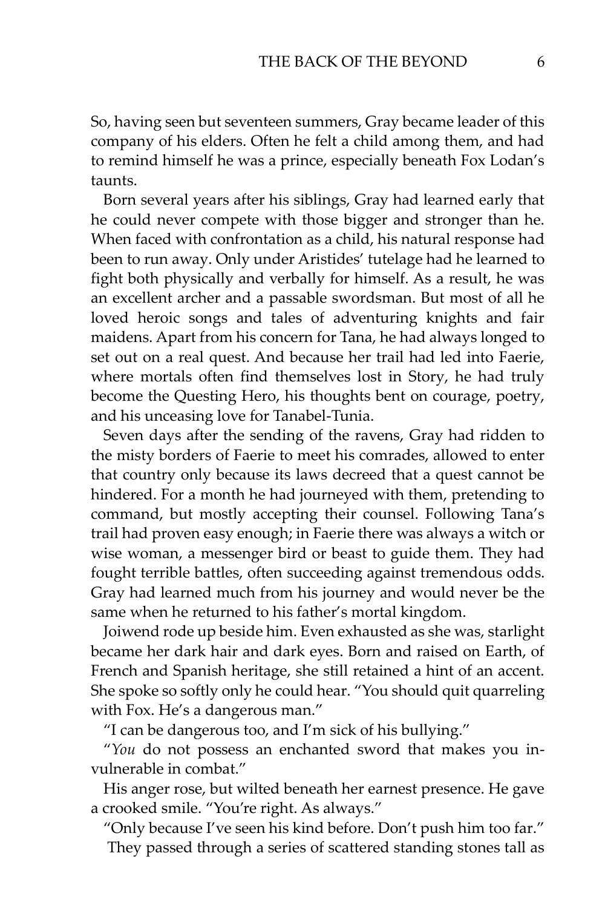So, having seen but seventeen summers, Gray became leader of this company of his elders. Often he felt a child among them, and had to remind himself he was a prince, especially beneath Fox Lodan's taunts.

Born several years after his siblings, Gray had learned early that he could never compete with those bigger and stronger than he. When faced with confrontation as a child, his natural response had been to run away. Only under Aristides' tutelage had he learned to fight both physically and verbally for himself. As a result, he was an excellent archer and a passable swordsman. But most of all he loved heroic songs and tales of adventuring knights and fair maidens. Apart from his concern for Tana, he had always longed to set out on a real quest. And because her trail had led into Faerie, where mortals often find themselves lost in Story, he had truly become the Questing Hero, his thoughts bent on courage, poetry, and his unceasing love for Tanabel-Tunia.

Seven days after the sending of the ravens, Gray had ridden to the misty borders of Faerie to meet his comrades, allowed to enter that country only because its laws decreed that a quest cannot be hindered. For a month he had journeyed with them, pretending to command, but mostly accepting their counsel. Following Tana's trail had proven easy enough; in Faerie there was always a witch or wise woman, a messenger bird or beast to guide them. They had fought terrible battles, often succeeding against tremendous odds. Gray had learned much from his journey and would never be the same when he returned to his father's mortal kingdom.

Joiwend rode up beside him. Even exhausted as she was, starlight became her dark hair and dark eyes. Born and raised on Earth, of French and Spanish heritage, she still retained a hint of an accent. She spoke so softly only he could hear. "You should quit quarreling with Fox. He's a dangerous man."

"I can be dangerous too, and I'm sick of his bullying."

"*You* do not possess an enchanted sword that makes you invulnerable in combat."

His anger rose, but wilted beneath her earnest presence. He gave a crooked smile. "You're right. As always."

"Only because I've seen his kind before. Don't push him too far."

They passed through a series of scattered standing stones tall as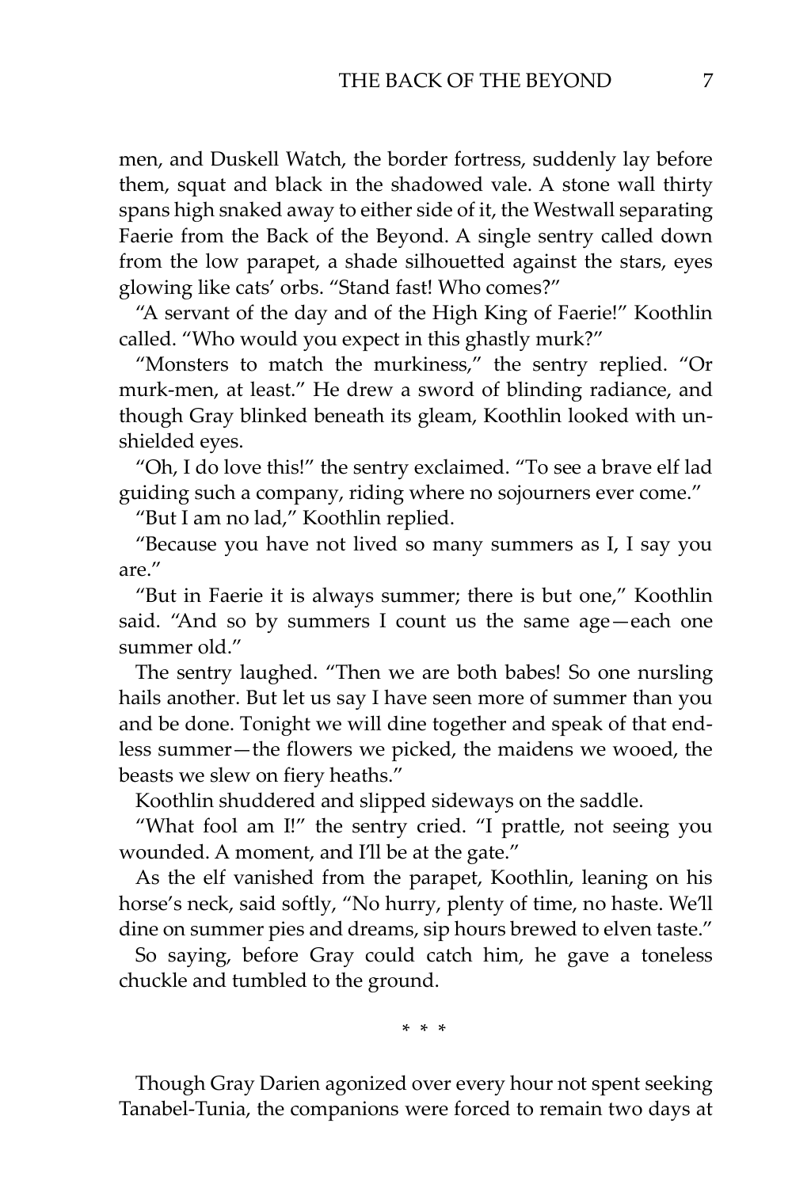men, and Duskell Watch, the border fortress, suddenly lay before them, squat and black in the shadowed vale. A stone wall thirty spans high snaked away to either side of it, the Westwall separating Faerie from the Back of the Beyond. A single sentry called down from the low parapet, a shade silhouetted against the stars, eyes glowing like cats' orbs. "Stand fast! Who comes?"

"A servant of the day and of the High King of Faerie!" Koothlin called. "Who would you expect in this ghastly murk?"

"Monsters to match the murkiness," the sentry replied. "Or murk-men, at least." He drew a sword of blinding radiance, and though Gray blinked beneath its gleam, Koothlin looked with unshielded eyes.

"Oh, I do love this!" the sentry exclaimed. "To see a brave elf lad guiding such a company, riding where no sojourners ever come."

"But I am no lad," Koothlin replied.

"Because you have not lived so many summers as I, I say you are."

"But in Faerie it is always summer; there is but one," Koothlin said. "And so by summers I count us the same age—each one summer old."

The sentry laughed. "Then we are both babes! So one nursling hails another. But let us say I have seen more of summer than you and be done. Tonight we will dine together and speak of that endless summer—the flowers we picked, the maidens we wooed, the beasts we slew on fiery heaths."

Koothlin shuddered and slipped sideways on the saddle.

"What fool am I!" the sentry cried. "I prattle, not seeing you wounded. A moment, and I'll be at the gate."

As the elf vanished from the parapet, Koothlin, leaning on his horse's neck, said softly, "No hurry, plenty of time, no haste. We'll dine on summer pies and dreams, sip hours brewed to elven taste."

So saying, before Gray could catch him, he gave a toneless chuckle and tumbled to the ground.

* * *

Though Gray Darien agonized over every hour not spent seeking Tanabel-Tunia, the companions were forced to remain two days at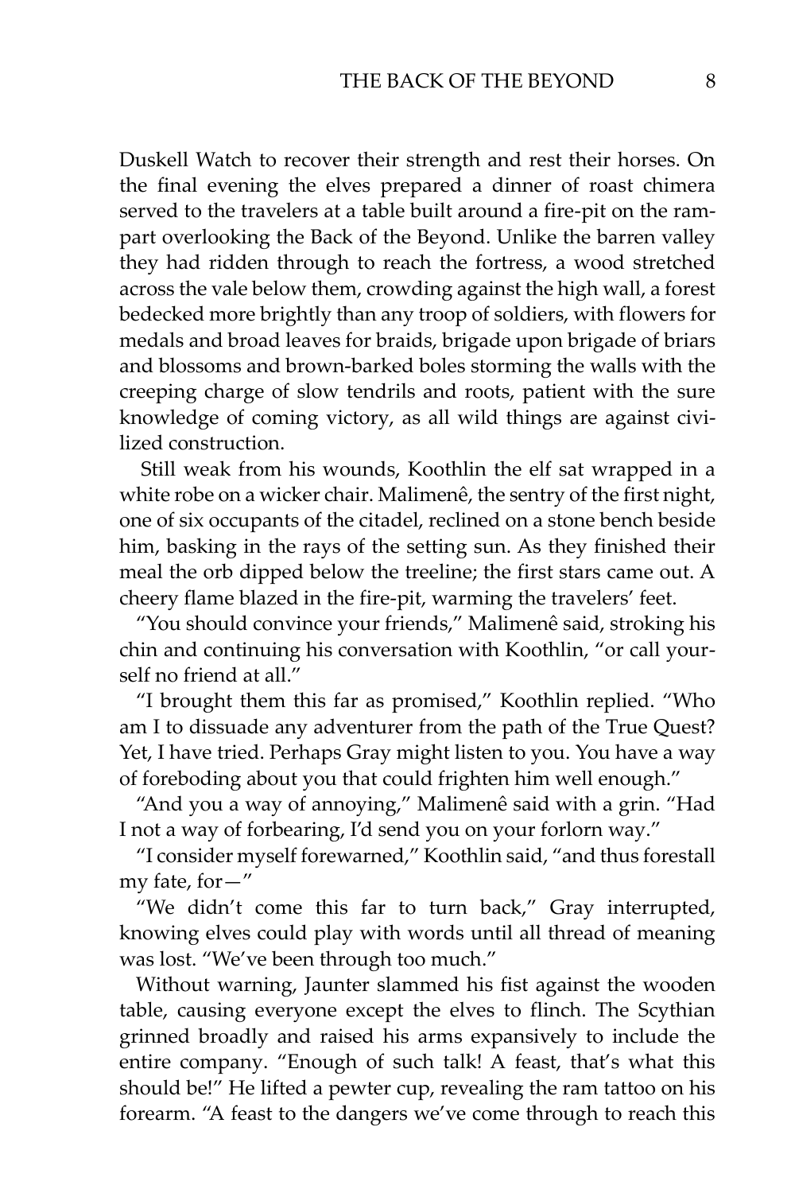Duskell Watch to recover their strength and rest their horses. On the final evening the elves prepared a dinner of roast chimera served to the travelers at a table built around a fire-pit on the rampart overlooking the Back of the Beyond. Unlike the barren valley they had ridden through to reach the fortress, a wood stretched across the vale below them, crowding against the high wall, a forest bedecked more brightly than any troop of soldiers, with flowers for medals and broad leaves for braids, brigade upon brigade of briars and blossoms and brown-barked boles storming the walls with the creeping charge of slow tendrils and roots, patient with the sure knowledge of coming victory, as all wild things are against civilized construction.

Still weak from his wounds, Koothlin the elf sat wrapped in a white robe on a wicker chair. Malimenê, the sentry of the first night, one of six occupants of the citadel, reclined on a stone bench beside him, basking in the rays of the setting sun. As they finished their meal the orb dipped below the treeline; the first stars came out. A cheery flame blazed in the fire-pit, warming the travelers' feet.

"You should convince your friends," Malimenê said, stroking his chin and continuing his conversation with Koothlin, "or call yourself no friend at all."

"I brought them this far as promised," Koothlin replied. "Who am I to dissuade any adventurer from the path of the True Quest? Yet, I have tried. Perhaps Gray might listen to you. You have a way of foreboding about you that could frighten him well enough."

"And you a way of annoying," Malimenê said with a grin. "Had I not a way of forbearing, I'd send you on your forlorn way."

"I consider myself forewarned," Koothlin said, "and thus forestall my fate, for—"

"We didn't come this far to turn back," Gray interrupted, knowing elves could play with words until all thread of meaning was lost. "We've been through too much."

Without warning, Jaunter slammed his fist against the wooden table, causing everyone except the elves to flinch. The Scythian grinned broadly and raised his arms expansively to include the entire company. "Enough of such talk! A feast, that's what this should be!" He lifted a pewter cup, revealing the ram tattoo on his forearm. "A feast to the dangers we've come through to reach this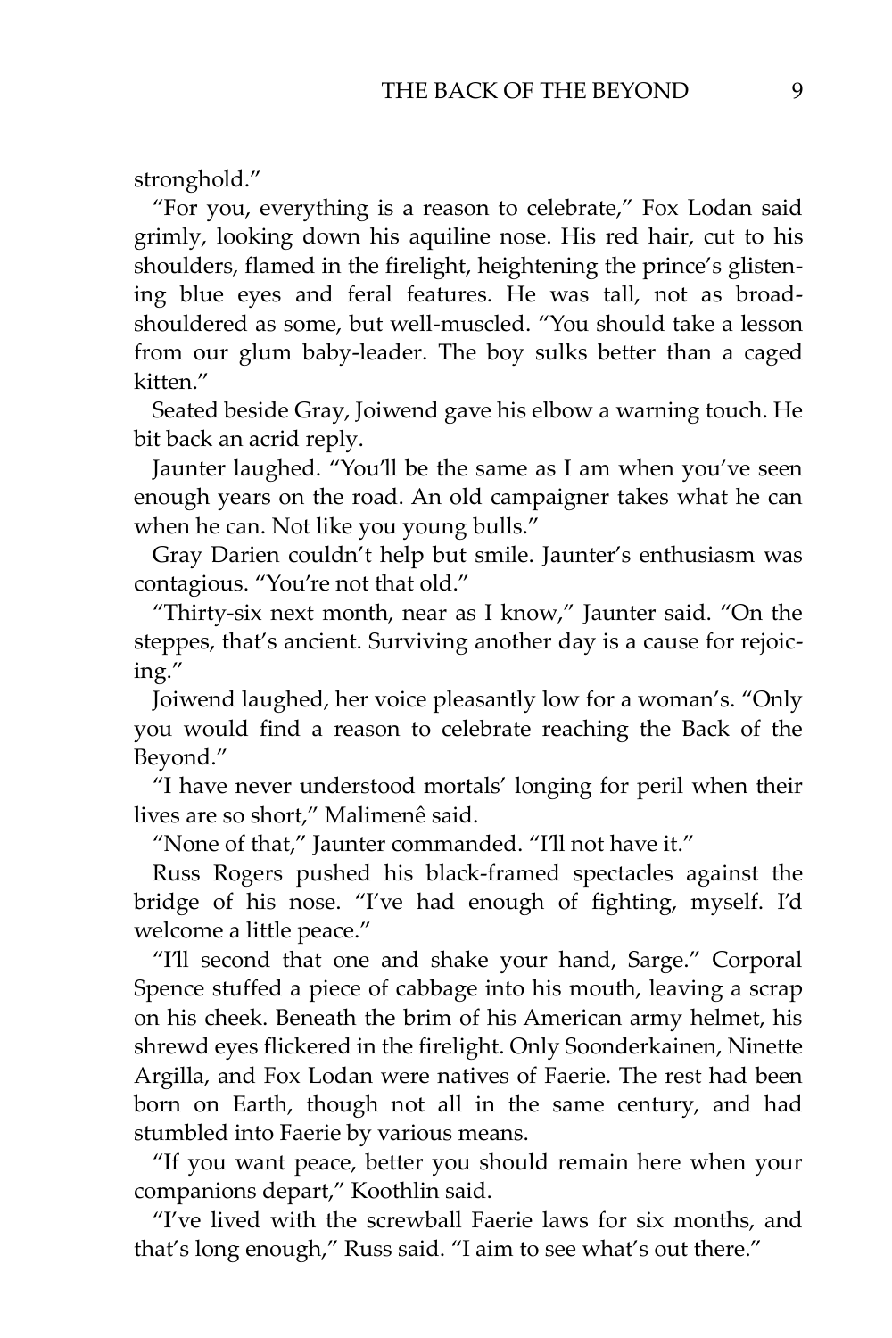stronghold."

"For you, everything is a reason to celebrate," Fox Lodan said grimly, looking down his aquiline nose. His red hair, cut to his shoulders, flamed in the firelight, heightening the prince's glistening blue eyes and feral features. He was tall, not as broad-shouldered as some, but well-muscled. "You should take a lesson from our glum baby-leader. The boy sulks better than a caged kitten."

Seated beside Gray, Joiwend gave his elbow a warning touch. He bit back an acrid reply.

Jaunter laughed. "You'll be the same as I am when you've seen enough years on the road. An old campaigner takes what he can when he can. Not like you young bulls."

Gray Darien couldn't help but smile. Jaunter's enthusiasm was contagious. "You're not that old."

"Thirty-six next month, near as I know," Jaunter said. "On the steppes, that's ancient. Surviving another day is a cause for rejoicing."

Joiwend laughed, her voice pleasantly low for a woman's. "Only you would find a reason to celebrate reaching the Back of the Beyond."

"I have never understood mortals' longing for peril when their lives are so short," Malimenê said.

"None of that," Jaunter commanded. "I'll not have it."

Russ Rogers pushed his black-framed spectacles against the bridge of his nose. "I've had enough of fighting, myself. I'd welcome a little peace."

"I'll second that one and shake your hand, Sarge." Corporal Spence stuffed a piece of cabbage into his mouth, leaving a scrap on his cheek. Beneath the brim of his American army helmet, his shrewd eyes flickered in the firelight. Only Soonderkainen, Ninette Argilla, and Fox Lodan were natives of Faerie. The rest had been born on Earth, though not all in the same century, and had stumbled into Faerie by various means.

"If you want peace, better you should remain here when your companions depart," Koothlin said.

"I've lived with the screwball Faerie laws for six months, and that's long enough," Russ said. "I aim to see what's out there."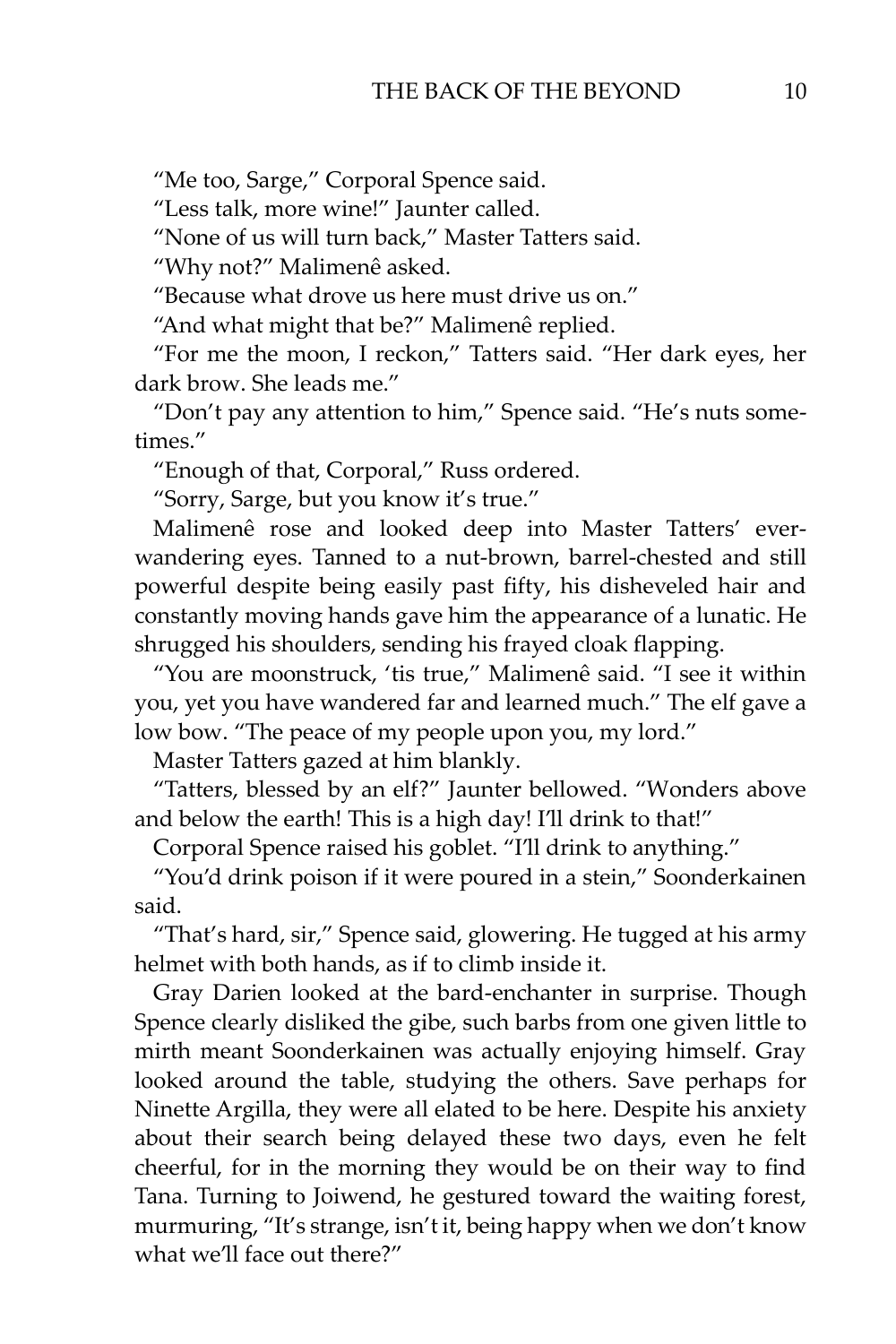"Me too, Sarge," Corporal Spence said.

"Less talk, more wine!" Jaunter called.

"None of us will turn back," Master Tatters said.

"Why not?" Malimenê asked.

"Because what drove us here must drive us on."

"And what might that be?" Malimenê replied.

"For me the moon, I reckon," Tatters said. "Her dark eyes, her dark brow. She leads me."

"Don't pay any attention to him," Spence said. "He's nuts sometimes."

"Enough of that, Corporal," Russ ordered.

"Sorry, Sarge, but you know it's true."

Malimenê rose and looked deep into Master Tatters' ever-wandering eyes. Tanned to a nut-brown, barrel-chested and still powerful despite being easily past fifty, his disheveled hair and constantly moving hands gave him the appearance of a lunatic. He shrugged his shoulders, sending his frayed cloak flapping.

"You are moonstruck, 'tis true," Malimenê said. "I see it within you, yet you have wandered far and learned much." The elf gave a low bow. "The peace of my people upon you, my lord."

Master Tatters gazed at him blankly.

"Tatters, blessed by an elf?" Jaunter bellowed. "Wonders above and below the earth! This is a high day! I'll drink to that!"

Corporal Spence raised his goblet. "I'll drink to anything."

"You'd drink poison if it were poured in a stein," Soonderkainen said.

"That's hard, sir," Spence said, glowering. He tugged at his army helmet with both hands, as if to climb inside it.

Gray Darien looked at the bard-enchanter in surprise. Though Spence clearly disliked the gibe, such barbs from one given little to mirth meant Soonderkainen was actually enjoying himself. Gray looked around the table, studying the others. Save perhaps for Ninette Argilla, they were all elated to be here. Despite his anxiety about their search being delayed these two days, even he felt cheerful, for in the morning they would be on their way to find Tana. Turning to Joiwend, he gestured toward the waiting forest, murmuring, "It's strange, isn't it, being happy when we don't know what we'll face out there?"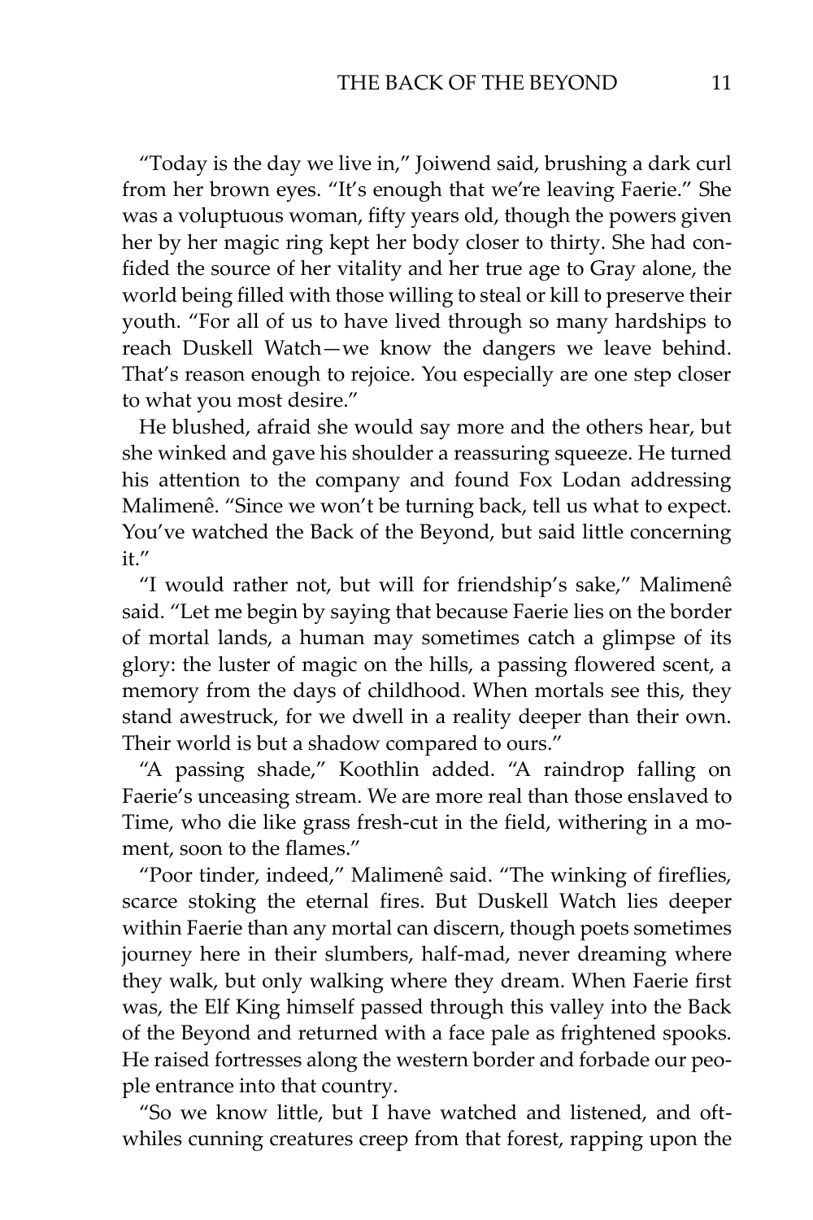"Today is the day we live in," Joiwend said, brushing a dark curl from her brown eyes. "It's enough that we're leaving Faerie." She was a voluptuous woman, fifty years old, though the powers given her by her magic ring kept her body closer to thirty. She had confided the source of her vitality and her true age to Gray alone, the world being filled with those willing to steal or kill to preserve their youth. "For all of us to have lived through so many hardships to reach Duskell Watch—we know the dangers we leave behind. That's reason enough to rejoice. You especially are one step closer to what you most desire."

He blushed, afraid she would say more and the others hear, but she winked and gave his shoulder a reassuring squeeze. He turned his attention to the company and found Fox Lodan addressing Malimenê. "Since we won't be turning back, tell us what to expect. You've watched the Back of the Beyond, but said little concerning it."

"I would rather not, but will for friendship's sake," Malimenê said. "Let me begin by saying that because Faerie lies on the border of mortal lands, a human may sometimes catch a glimpse of its glory: the luster of magic on the hills, a passing flowered scent, a memory from the days of childhood. When mortals see this, they stand awestruck, for we dwell in a reality deeper than their own. Their world is but a shadow compared to ours."

"A passing shade," Koothlin added. "A raindrop falling on Faerie's unceasing stream. We are more real than those enslaved to Time, who die like grass fresh-cut in the field, withering in a moment, soon to the flames."

"Poor tinder, indeed," Malimenê said. "The winking of fireflies, scarce stoking the eternal fires. But Duskell Watch lies deeper within Faerie than any mortal can discern, though poets sometimes journey here in their slumbers, half-mad, never dreaming where they walk, but only walking where they dream. When Faerie first was, the Elf King himself passed through this valley into the Back of the Beyond and returned with a face pale as frightened spooks. He raised fortresses along the western border and forbade our people entrance into that country.

"So we know little, but I have watched and listened, and oftwhiles cunning creatures creep from that forest, rapping upon the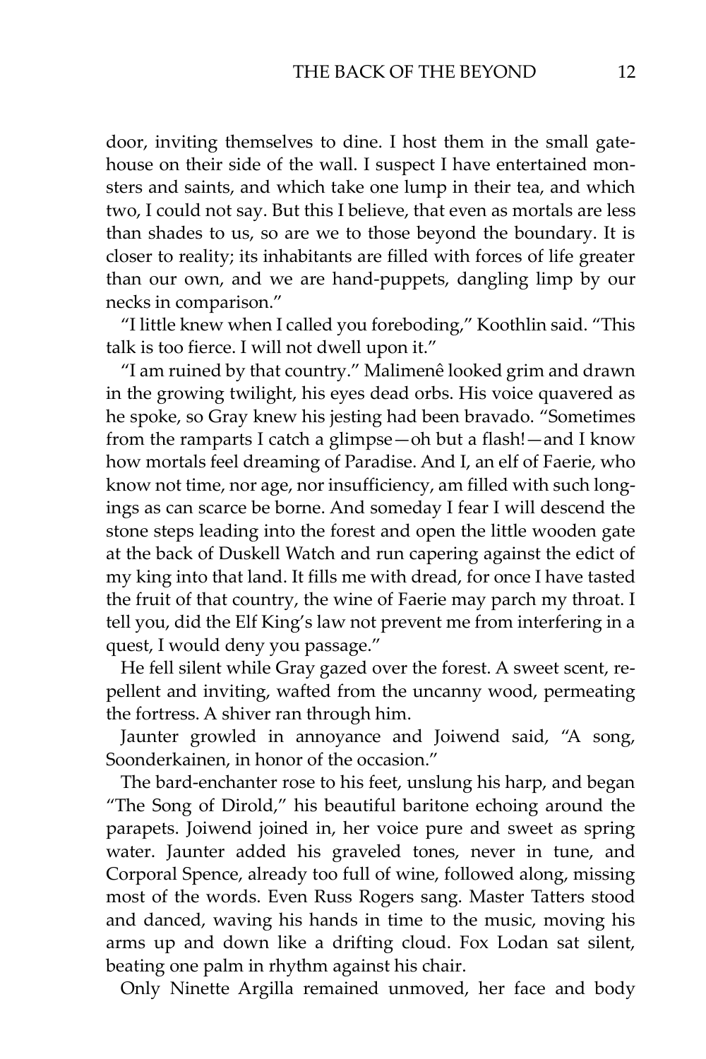door, inviting themselves to dine. I host them in the small gatehouse on their side of the wall. I suspect I have entertained monsters and saints, and which take one lump in their tea, and which two, I could not say. But this I believe, that even as mortals are less than shades to us, so are we to those beyond the boundary. It is closer to reality; its inhabitants are filled with forces of life greater than our own, and we are hand-puppets, dangling limp by our necks in comparison."

"I little knew when I called you foreboding," Koothlin said. "This talk is too fierce. I will not dwell upon it."

"I am ruined by that country." Malimenê looked grim and drawn in the growing twilight, his eyes dead orbs. His voice quavered as he spoke, so Gray knew his jesting had been bravado. "Sometimes from the ramparts I catch a glimpse—oh but a flash!—and I know how mortals feel dreaming of Paradise. And I, an elf of Faerie, who know not time, nor age, nor insufficiency, am filled with such longings as can scarce be borne. And someday I fear I will descend the stone steps leading into the forest and open the little wooden gate at the back of Duskell Watch and run capering against the edict of my king into that land. It fills me with dread, for once I have tasted the fruit of that country, the wine of Faerie may parch my throat. I tell you, did the Elf King's law not prevent me from interfering in a quest, I would deny you passage."

He fell silent while Gray gazed over the forest. A sweet scent, repellent and inviting, wafted from the uncanny wood, permeating the fortress. A shiver ran through him.

Jaunter growled in annoyance and Joiwend said, "A song, Soonderkainen, in honor of the occasion."

The bard-enchanter rose to his feet, unslung his harp, and began "The Song of Dirold," his beautiful baritone echoing around the parapets. Joiwend joined in, her voice pure and sweet as spring water. Jaunter added his graveled tones, never in tune, and Corporal Spence, already too full of wine, followed along, missing most of the words. Even Russ Rogers sang. Master Tatters stood and danced, waving his hands in time to the music, moving his arms up and down like a drifting cloud. Fox Lodan sat silent, beating one palm in rhythm against his chair.

Only Ninette Argilla remained unmoved, her face and body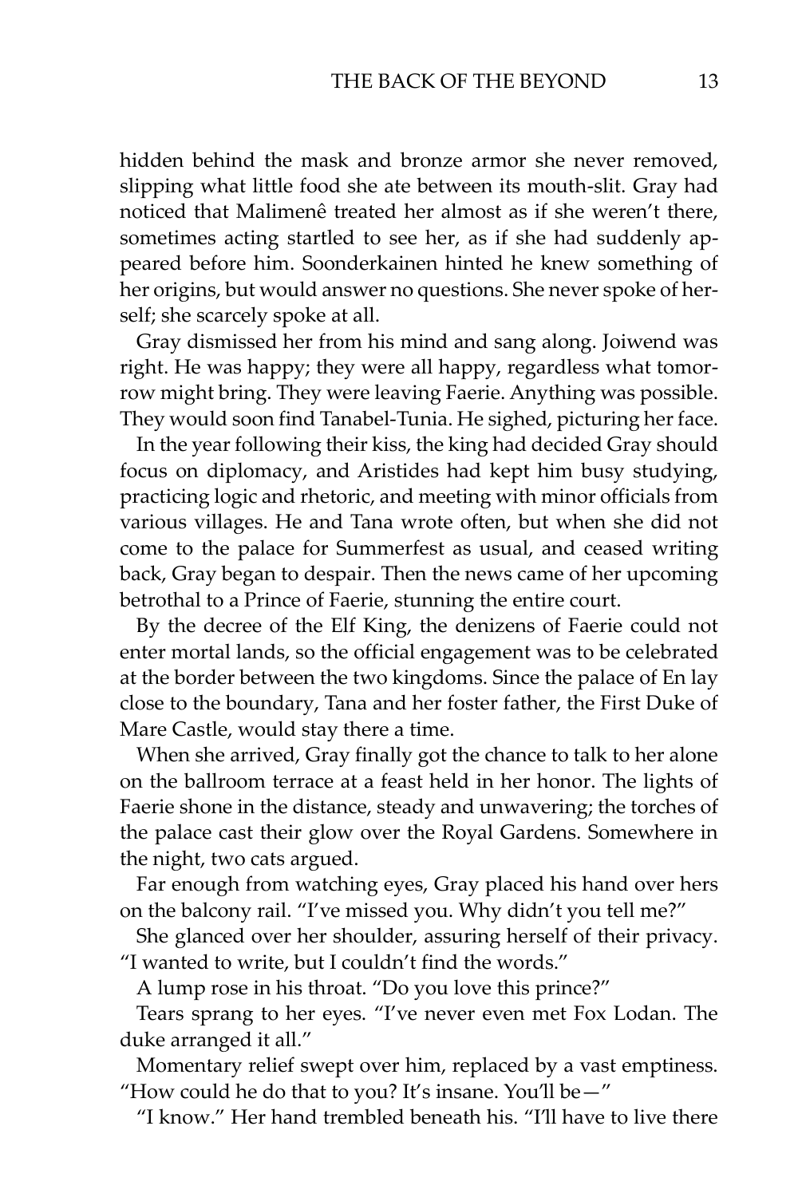hidden behind the mask and bronze armor she never removed, slipping what little food she ate between its mouth-slit. Gray had noticed that Malimenê treated her almost as if she weren't there, sometimes acting startled to see her, as if she had suddenly appeared before him. Soonderkainen hinted he knew something of her origins, but would answer no questions. She never spoke of herself; she scarcely spoke at all.

Gray dismissed her from his mind and sang along. Joiwend was right. He was happy; they were all happy, regardless what tomorrow might bring. They were leaving Faerie. Anything was possible. They would soon find Tanabel-Tunia. He sighed, picturing her face.

In the year following their kiss, the king had decided Gray should focus on diplomacy, and Aristides had kept him busy studying, practicing logic and rhetoric, and meeting with minor officials from various villages. He and Tana wrote often, but when she did not come to the palace for Summerfest as usual, and ceased writing back, Gray began to despair. Then the news came of her upcoming betrothal to a Prince of Faerie, stunning the entire court.

By the decree of the Elf King, the denizens of Faerie could not enter mortal lands, so the official engagement was to be celebrated at the border between the two kingdoms. Since the palace of En lay close to the boundary, Tana and her foster father, the First Duke of Mare Castle, would stay there a time.

When she arrived, Gray finally got the chance to talk to her alone on the ballroom terrace at a feast held in her honor. The lights of Faerie shone in the distance, steady and unwavering; the torches of the palace cast their glow over the Royal Gardens. Somewhere in the night, two cats argued.

Far enough from watching eyes, Gray placed his hand over hers on the balcony rail. "I've missed you. Why didn't you tell me?"

She glanced over her shoulder, assuring herself of their privacy. "I wanted to write, but I couldn't find the words."

A lump rose in his throat. "Do you love this prince?"

Tears sprang to her eyes. "I've never even met Fox Lodan. The duke arranged it all."

Momentary relief swept over him, replaced by a vast emptiness. "How could he do that to you? It's insane. You'll be—"

"I know." Her hand trembled beneath his. "I'll have to live there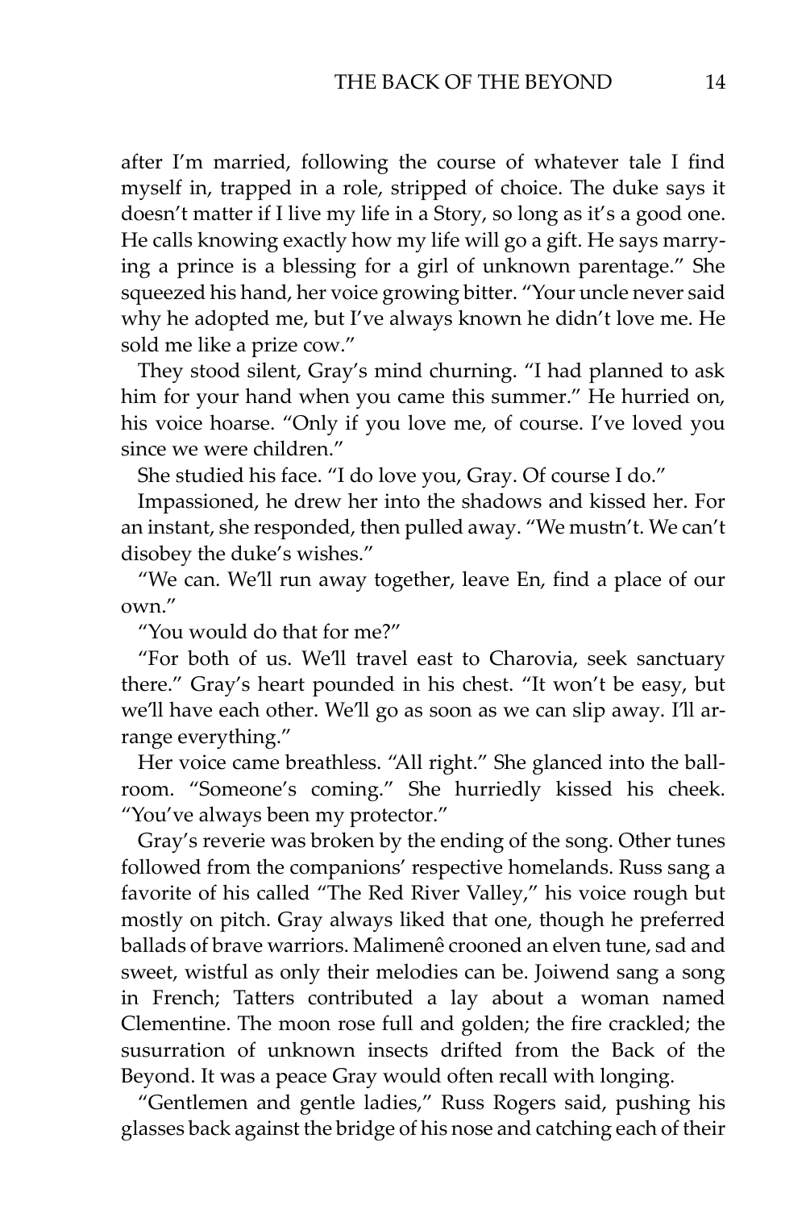after I'm married, following the course of whatever tale I find myself in, trapped in a role, stripped of choice. The duke says it doesn't matter if I live my life in a Story, so long as it's a good one. He calls knowing exactly how my life will go a gift. He says marrying a prince is a blessing for a girl of unknown parentage." She squeezed his hand, her voice growing bitter. "Your uncle never said why he adopted me, but I've always known he didn't love me. He sold me like a prize cow."

They stood silent, Gray's mind churning. "I had planned to ask him for your hand when you came this summer." He hurried on, his voice hoarse. "Only if you love me, of course. I've loved you since we were children."

She studied his face. "I do love you, Gray. Of course I do."

Impassioned, he drew her into the shadows and kissed her. For an instant, she responded, then pulled away. "We mustn't. We can't disobey the duke's wishes."

"We can. We'll run away together, leave En, find a place of our own."

"You would do that for me?"

"For both of us. We'll travel east to Charovia, seek sanctuary there." Gray's heart pounded in his chest. "It won't be easy, but we'll have each other. We'll go as soon as we can slip away. I'll arrange everything."

Her voice came breathless. "All right." She glanced into the ballroom. "Someone's coming." She hurriedly kissed his cheek. "You've always been my protector."

Gray's reverie was broken by the ending of the song. Other tunes followed from the companions' respective homelands. Russ sang a favorite of his called "The Red River Valley," his voice rough but mostly on pitch. Gray always liked that one, though he preferred ballads of brave warriors. Malimenê crooned an elven tune, sad and sweet, wistful as only their melodies can be. Joiwend sang a song in French; Tatters contributed a lay about a woman named Clementine. The moon rose full and golden; the fire crackled; the susurration of unknown insects drifted from the Back of the Beyond. It was a peace Gray would often recall with longing.

"Gentlemen and gentle ladies," Russ Rogers said, pushing his glasses back against the bridge of his nose and catching each of their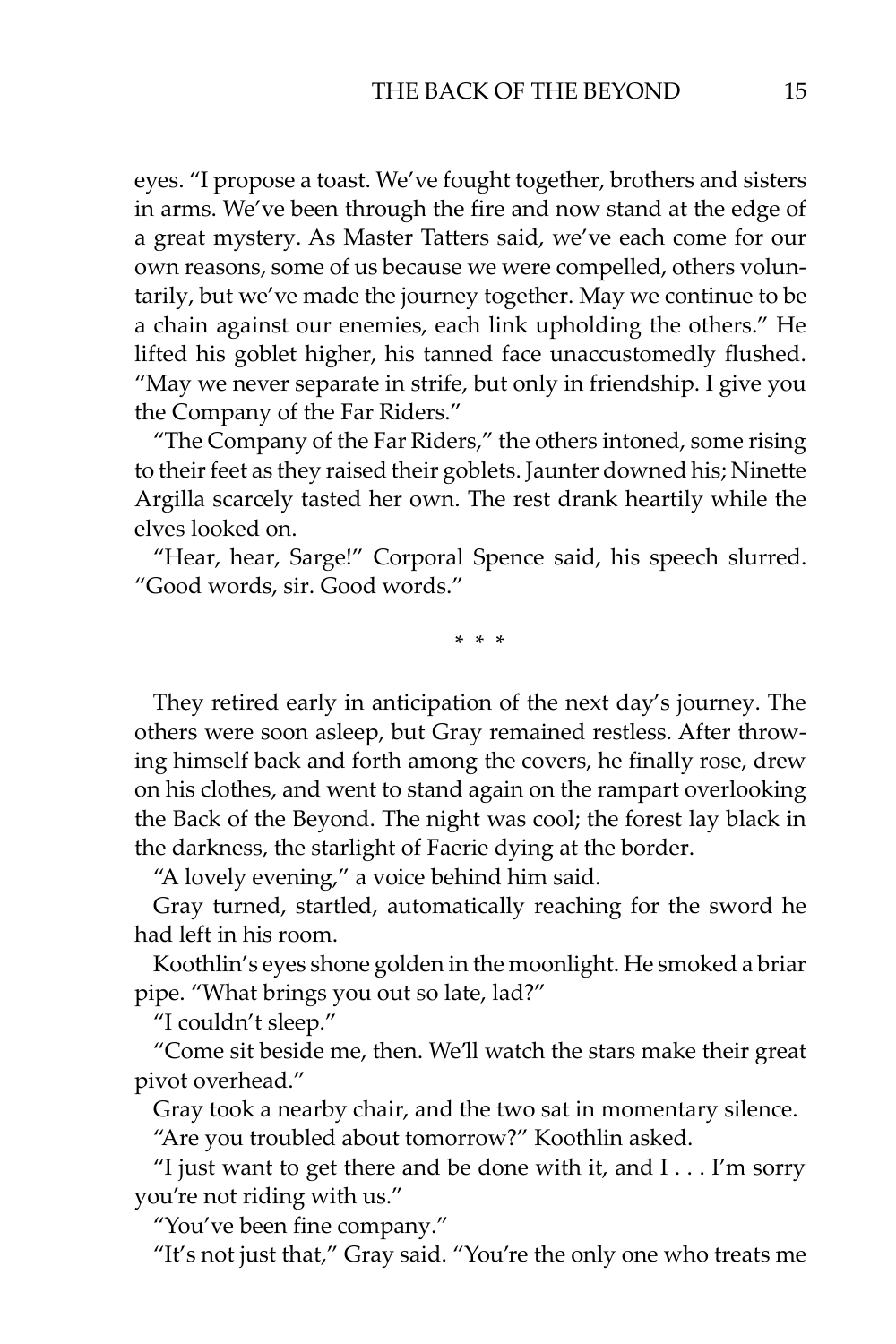eyes. "I propose a toast. We've fought together, brothers and sisters in arms. We've been through the fire and now stand at the edge of a great mystery. As Master Tatters said, we've each come for our own reasons, some of us because we were compelled, others voluntarily, but we've made the journey together. May we continue to be a chain against our enemies, each link upholding the others." He lifted his goblet higher, his tanned face unaccustomedly flushed. "May we never separate in strife, but only in friendship. I give you the Company of the Far Riders."

"The Company of the Far Riders," the others intoned, some rising to their feet as they raised their goblets. Jaunter downed his; Ninette Argilla scarcely tasted her own. The rest drank heartily while the elves looked on.

"Hear, hear, Sarge!" Corporal Spence said, his speech slurred. "Good words, sir. Good words."

\* \* \*

They retired early in anticipation of the next day's journey. The others were soon asleep, but Gray remained restless. After throwing himself back and forth among the covers, he finally rose, drew on his clothes, and went to stand again on the rampart overlooking the Back of the Beyond. The night was cool; the forest lay black in the darkness, the starlight of Faerie dying at the border.

"A lovely evening," a voice behind him said.

Gray turned, startled, automatically reaching for the sword he had left in his room.

Koothlin's eyes shone golden in the moonlight. He smoked a briar pipe. "What brings you out so late, lad?"

"I couldn't sleep."

"Come sit beside me, then. We'll watch the stars make their great pivot overhead."

Gray took a nearby chair, and the two sat in momentary silence.

"Are you troubled about tomorrow?" Koothlin asked.

"I just want to get there and be done with it, and I . . . I'm sorry you're not riding with us."

"You've been fine company."

"It's not just that," Gray said. "You're the only one who treats me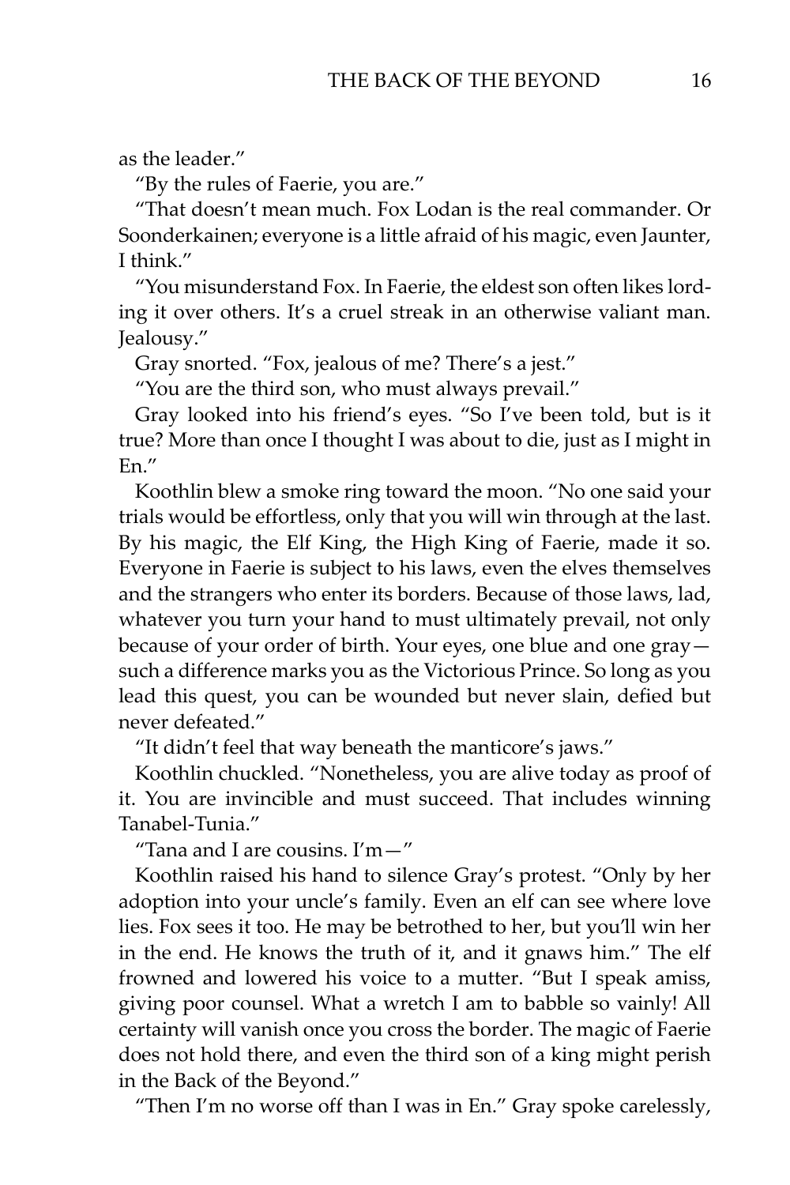as the leader."

"By the rules of Faerie, you are."

"That doesn't mean much. Fox Lodan is the real commander. Or Soonderkainen; everyone is a little afraid of his magic, even Jaunter, I think."

"You misunderstand Fox. In Faerie, the eldest son often likes lording it over others. It's a cruel streak in an otherwise valiant man. Jealousy."

Gray snorted. "Fox, jealous of me? There's a jest."

"You are the third son, who must always prevail."

Gray looked into his friend's eyes. "So I've been told, but is it true? More than once I thought I was about to die, just as I might in En."

Koothlin blew a smoke ring toward the moon. "No one said your trials would be effortless, only that you will win through at the last. By his magic, the Elf King, the High King of Faerie, made it so. Everyone in Faerie is subject to his laws, even the elves themselves and the strangers who enter its borders. Because of those laws, lad, whatever you turn your hand to must ultimately prevail, not only because of your order of birth. Your eyes, one blue and one gray—such a difference marks you as the Victorious Prince. So long as you lead this quest, you can be wounded but never slain, defied but never defeated."

"It didn't feel that way beneath the manticore's jaws."

Koothlin chuckled. "Nonetheless, you are alive today as proof of it. You are invincible and must succeed. That includes winning Tanabel-Tunia."

"Tana and I are cousins. I'm—"

Koothlin raised his hand to silence Gray's protest. "Only by her adoption into your uncle's family. Even an elf can see where love lies. Fox sees it too. He may be betrothed to her, but you'll win her in the end. He knows the truth of it, and it gnaws him." The elf frowned and lowered his voice to a mutter. "But I speak amiss, giving poor counsel. What a wretch I am to babble so vainly! All certainty will vanish once you cross the border. The magic of Faerie does not hold there, and even the third son of a king might perish in the Back of the Beyond."

"Then I'm no worse off than I was in En." Gray spoke carelessly,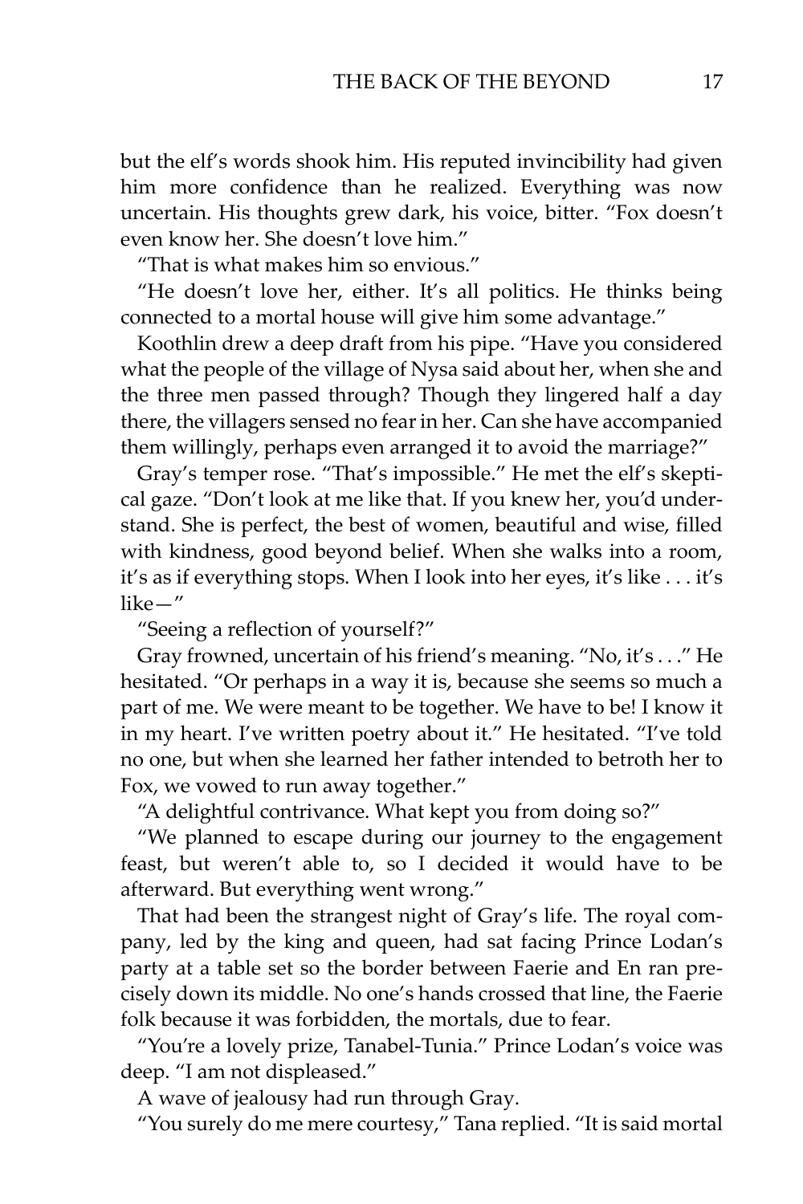but the elf's words shook him. His reputed invincibility had given him more confidence than he realized. Everything was now uncertain. His thoughts grew dark, his voice, bitter. "Fox doesn't even know her. She doesn't love him."

"That is what makes him so envious."

"He doesn't love her, either. It's all politics. He thinks being connected to a mortal house will give him some advantage."

Koothlin drew a deep draft from his pipe. "Have you considered what the people of the village of Nysa said about her, when she and the three men passed through? Though they lingered half a day there, the villagers sensed no fear in her. Can she have accompanied them willingly, perhaps even arranged it to avoid the marriage?"

Gray's temper rose. "That's impossible." He met the elf's skeptical gaze. "Don't look at me like that. If you knew her, you'd understand. She is perfect, the best of women, beautiful and wise, filled with kindness, good beyond belief. When she walks into a room, it's as if everything stops. When I look into her eyes, it's like . . . it's like—"

"Seeing a reflection of yourself?"

Gray frowned, uncertain of his friend's meaning. "No, it's . . ." He hesitated. "Or perhaps in a way it is, because she seems so much a part of me. We were meant to be together. We have to be! I know it in my heart. I've written poetry about it." He hesitated. "I've told no one, but when she learned her father intended to betroth her to Fox, we vowed to run away together."

"A delightful contrivance. What kept you from doing so?"

"We planned to escape during our journey to the engagement feast, but weren't able to, so I decided it would have to be afterward. But everything went wrong."

That had been the strangest night of Gray's life. The royal company, led by the king and queen, had sat facing Prince Lodan's party at a table set so the border between Faerie and En ran precisely down its middle. No one's hands crossed that line, the Faerie folk because it was forbidden, the mortals, due to fear.

"You're a lovely prize, Tanabel-Tunia." Prince Lodan's voice was deep. "I am not displeased."

A wave of jealousy had run through Gray.

"You surely do me mere courtesy," Tana replied. "It is said mortal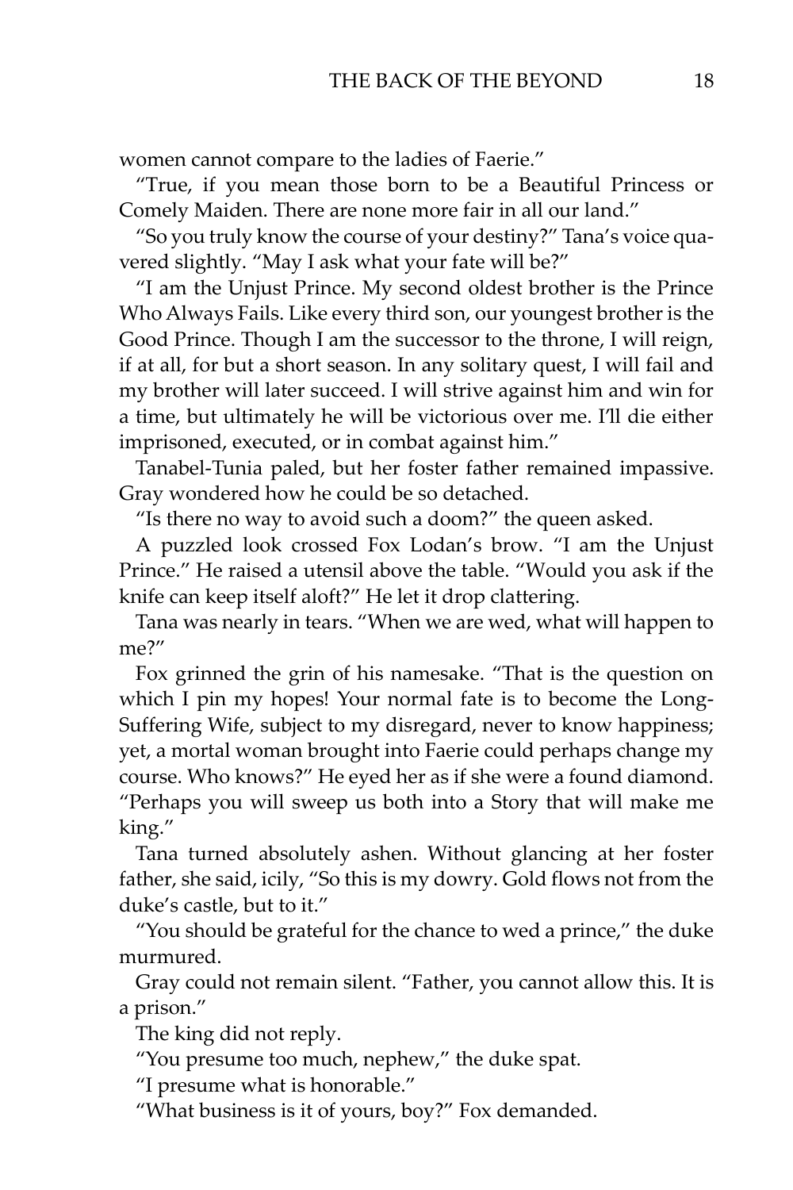women cannot compare to the ladies of Faerie."

"True, if you mean those born to be a Beautiful Princess or Comely Maiden. There are none more fair in all our land."

"So you truly know the course of your destiny?" Tana's voice quavered slightly. "May I ask what your fate will be?"

"I am the Unjust Prince. My second oldest brother is the Prince Who Always Fails. Like every third son, our youngest brother is the Good Prince. Though I am the successor to the throne, I will reign, if at all, for but a short season. In any solitary quest, I will fail and my brother will later succeed. I will strive against him and win for a time, but ultimately he will be victorious over me. I'll die either imprisoned, executed, or in combat against him."

Tanabel-Tunia paled, but her foster father remained impassive. Gray wondered how he could be so detached.

"Is there no way to avoid such a doom?" the queen asked.

A puzzled look crossed Fox Lodan's brow. "I am the Unjust Prince." He raised a utensil above the table. "Would you ask if the knife can keep itself aloft?" He let it drop clattering.

Tana was nearly in tears. "When we are wed, what will happen to me?"

Fox grinned the grin of his namesake. "That is the question on which I pin my hopes! Your normal fate is to become the Long-Suffering Wife, subject to my disregard, never to know happiness; yet, a mortal woman brought into Faerie could perhaps change my course. Who knows?" He eyed her as if she were a found diamond. "Perhaps you will sweep us both into a Story that will make me king."

Tana turned absolutely ashen. Without glancing at her foster father, she said, icily, "So this is my dowry. Gold flows not from the duke's castle, but to it."

"You should be grateful for the chance to wed a prince," the duke murmured.

Gray could not remain silent. "Father, you cannot allow this. It is a prison."

The king did not reply.

"You presume too much, nephew," the duke spat.

"I presume what is honorable."

"What business is it of yours, boy?" Fox demanded.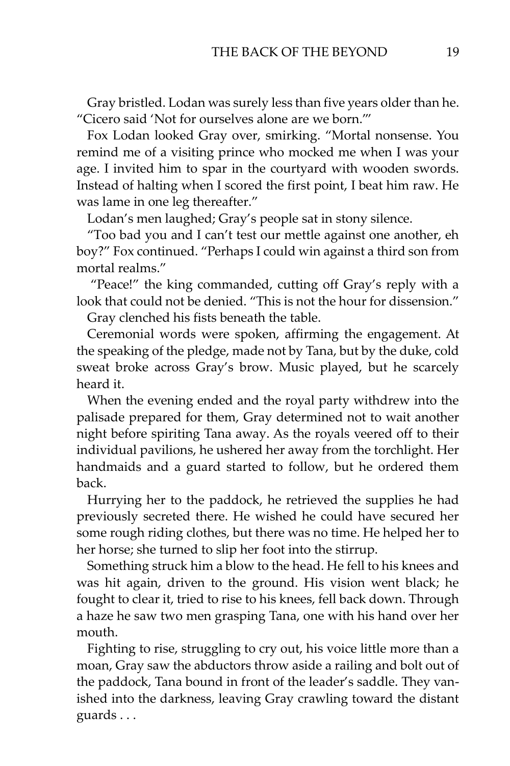Gray bristled. Lodan was surely less than five years older than he. "Cicero said 'Not for ourselves alone are we born.'"

Fox Lodan looked Gray over, smirking. "Mortal nonsense. You remind me of a visiting prince who mocked me when I was your age. I invited him to spar in the courtyard with wooden swords. Instead of halting when I scored the first point, I beat him raw. He was lame in one leg thereafter."

Lodan's men laughed; Gray's people sat in stony silence.

"Too bad you and I can't test our mettle against one another, eh boy?" Fox continued. "Perhaps I could win against a third son from mortal realms."

"Peace!" the king commanded, cutting off Gray's reply with a look that could not be denied. "This is not the hour for dissension."

Gray clenched his fists beneath the table.

Ceremonial words were spoken, affirming the engagement. At the speaking of the pledge, made not by Tana, but by the duke, cold sweat broke across Gray's brow. Music played, but he scarcely heard it.

When the evening ended and the royal party withdrew into the palisade prepared for them, Gray determined not to wait another night before spiriting Tana away. As the royals veered off to their individual pavilions, he ushered her away from the torchlight. Her handmaids and a guard started to follow, but he ordered them back.

Hurrying her to the paddock, he retrieved the supplies he had previously secreted there. He wished he could have secured her some rough riding clothes, but there was no time. He helped her to her horse; she turned to slip her foot into the stirrup.

Something struck him a blow to the head. He fell to his knees and was hit again, driven to the ground. His vision went black; he fought to clear it, tried to rise to his knees, fell back down. Through a haze he saw two men grasping Tana, one with his hand over her mouth.

Fighting to rise, struggling to cry out, his voice little more than a moan, Gray saw the abductors throw aside a railing and bolt out of the paddock, Tana bound in front of the leader's saddle. They vanished into the darkness, leaving Gray crawling toward the distant guards . . .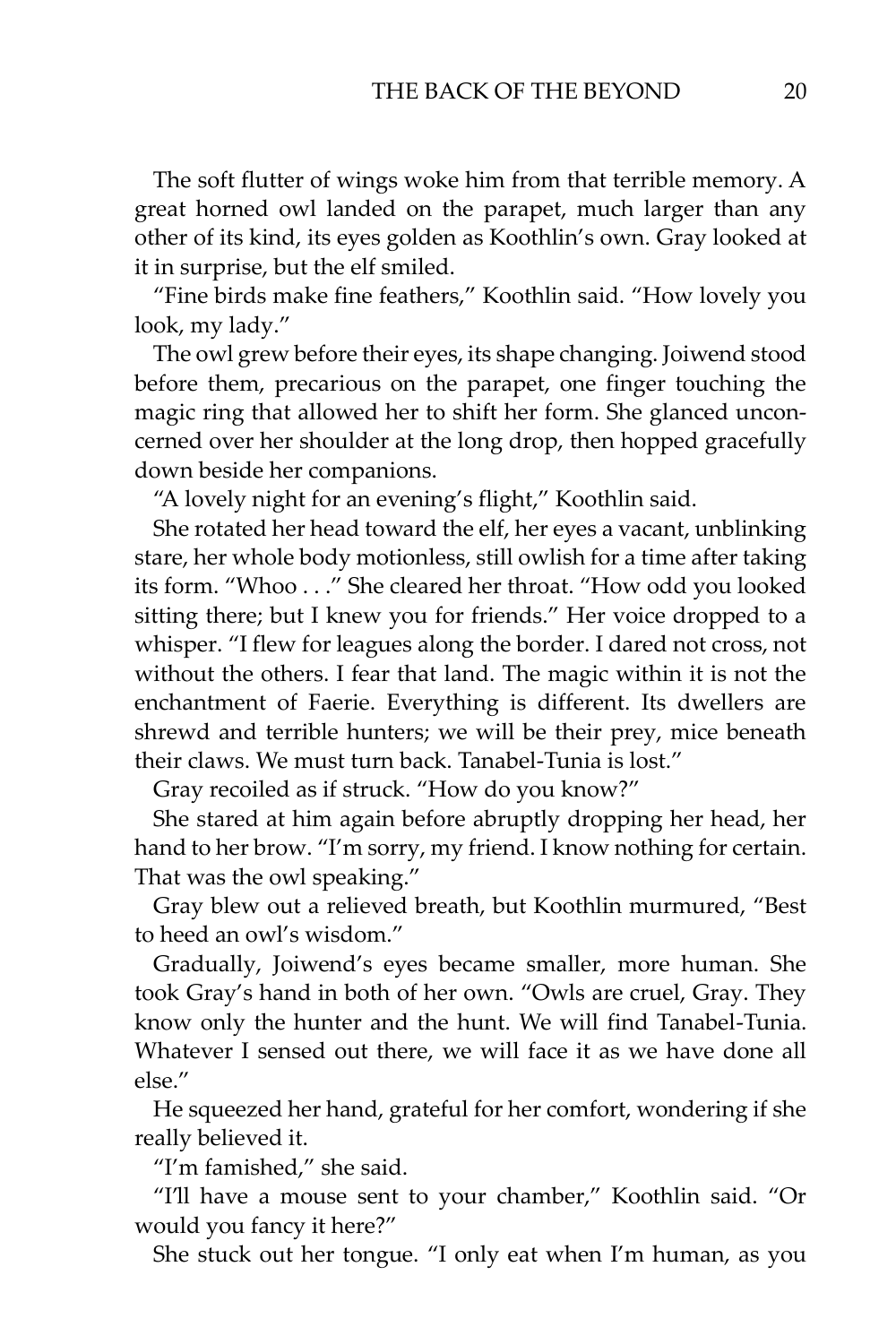The soft flutter of wings woke him from that terrible memory. A great horned owl landed on the parapet, much larger than any other of its kind, its eyes golden as Koothlin's own. Gray looked at it in surprise, but the elf smiled.

"Fine birds make fine feathers," Koothlin said. "How lovely you look, my lady."

The owl grew before their eyes, its shape changing. Joiwend stood before them, precarious on the parapet, one finger touching the magic ring that allowed her to shift her form. She glanced unconcerned over her shoulder at the long drop, then hopped gracefully down beside her companions.

"A lovely night for an evening's flight," Koothlin said.

She rotated her head toward the elf, her eyes a vacant, unblinking stare, her whole body motionless, still owlish for a time after taking its form. "Whoo . . ." She cleared her throat. "How odd you looked sitting there; but I knew you for friends." Her voice dropped to a whisper. "I flew for leagues along the border. I dared not cross, not without the others. I fear that land. The magic within it is not the enchantment of Faerie. Everything is different. Its dwellers are shrewd and terrible hunters; we will be their prey, mice beneath their claws. We must turn back. Tanabel-Tunia is lost."

Gray recoiled as if struck. "How do you know?"

She stared at him again before abruptly dropping her head, her hand to her brow. "I'm sorry, my friend. I know nothing for certain. That was the owl speaking."

Gray blew out a relieved breath, but Koothlin murmured, "Best to heed an owl's wisdom."

Gradually, Joiwend's eyes became smaller, more human. She took Gray's hand in both of her own. "Owls are cruel, Gray. They know only the hunter and the hunt. We will find Tanabel-Tunia. Whatever I sensed out there, we will face it as we have done all else."

He squeezed her hand, grateful for her comfort, wondering if she really believed it.

"I'm famished," she said.

"I'll have a mouse sent to your chamber," Koothlin said. "Or would you fancy it here?"

She stuck out her tongue. "I only eat when I'm human, as you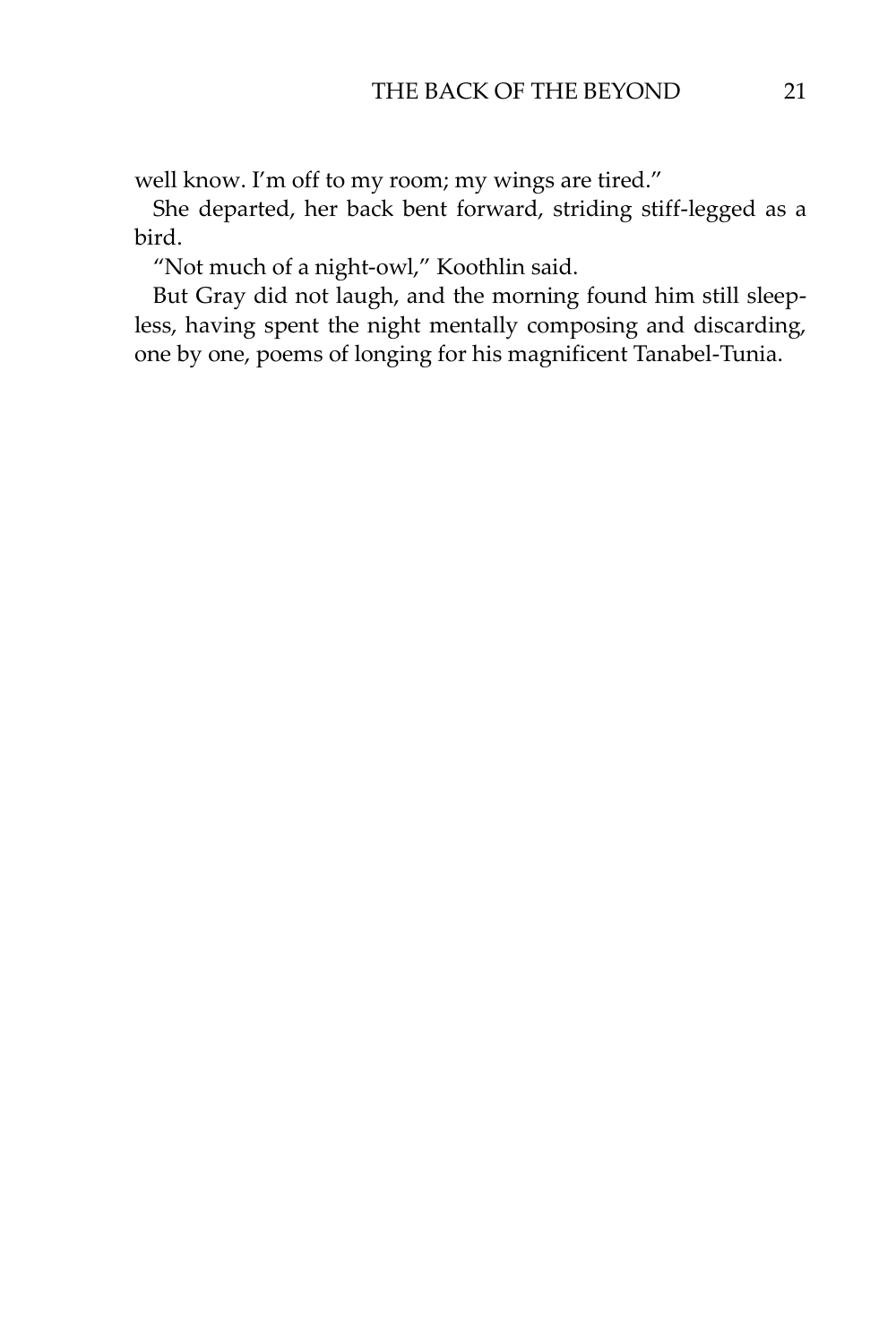well know. I'm off to my room; my wings are tired."

She departed, her back bent forward, striding stiff-legged as a bird.

"Not much of a night-owl," Koothlin said.

But Gray did not laugh, and the morning found him still sleepless, having spent the night mentally composing and discarding, one by one, poems of longing for his magnificent Tanabel-Tunia.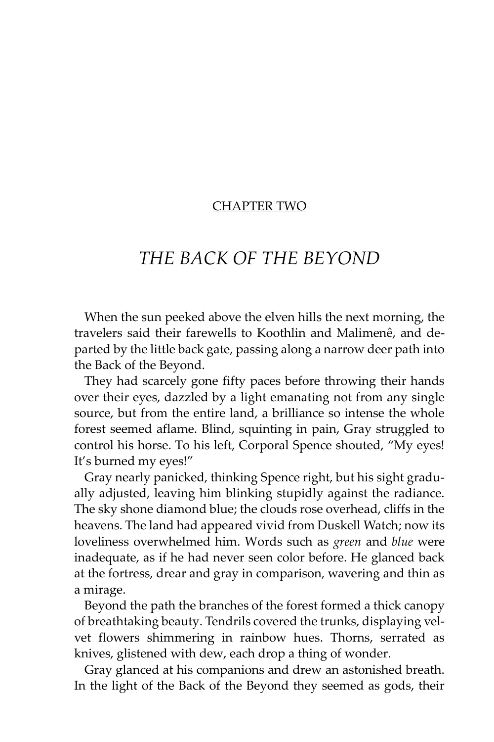## CHAPTER TWO

# *THE BACK OF THE BEYOND*

When the sun peeked above the elven hills the next morning, the travelers said their farewells to Koothlin and Malimenê, and departed by the little back gate, passing along a narrow deer path into the Back of the Beyond.

They had scarcely gone fifty paces before throwing their hands over their eyes, dazzled by a light emanating not from any single source, but from the entire land, a brilliance so intense the whole forest seemed aflame. Blind, squinting in pain, Gray struggled to control his horse. To his left, Corporal Spence shouted, "My eyes! It's burned my eyes!"

Gray nearly panicked, thinking Spence right, but his sight gradually adjusted, leaving him blinking stupidly against the radiance. The sky shone diamond blue; the clouds rose overhead, cliffs in the heavens. The land had appeared vivid from Duskell Watch; now its loveliness overwhelmed him. Words such as *green* and *blue* were inadequate, as if he had never seen color before. He glanced back at the fortress, drear and gray in comparison, wavering and thin as a mirage.

Beyond the path the branches of the forest formed a thick canopy of breathtaking beauty. Tendrils covered the trunks, displaying velvet flowers shimmering in rainbow hues. Thorns, serrated as knives, glistened with dew, each drop a thing of wonder.

Gray glanced at his companions and drew an astonished breath. In the light of the Back of the Beyond they seemed as gods, their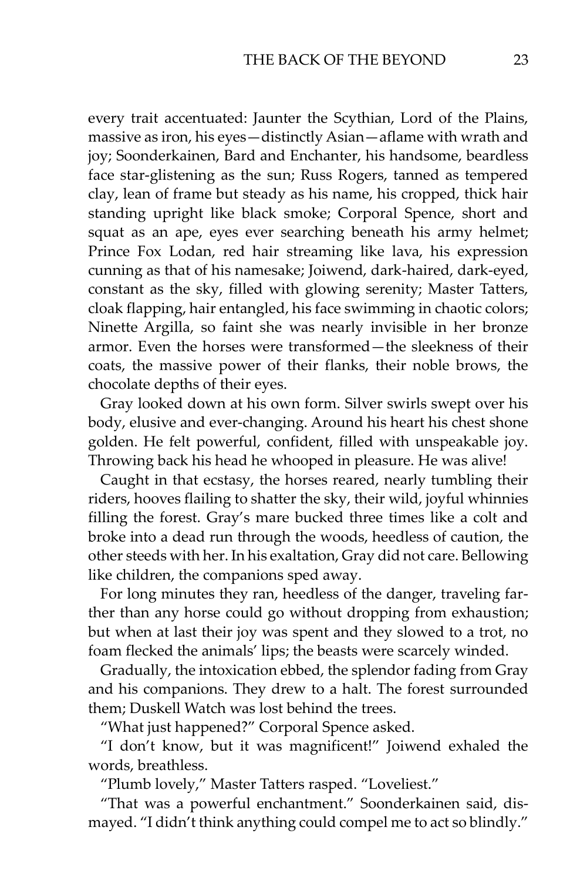every trait accentuated: Jaunter the Scythian, Lord of the Plains, massive as iron, his eyes—distinctly Asian—aflame with wrath and joy; Soonderkainen, Bard and Enchanter, his handsome, beardless face star-glistening as the sun; Russ Rogers, tanned as tempered clay, lean of frame but steady as his name, his cropped, thick hair standing upright like black smoke; Corporal Spence, short and squat as an ape, eyes ever searching beneath his army helmet; Prince Fox Lodan, red hair streaming like lava, his expression cunning as that of his namesake; Joiwend, dark-haired, dark-eyed, constant as the sky, filled with glowing serenity; Master Tatters, cloak flapping, hair entangled, his face swimming in chaotic colors; Ninette Argilla, so faint she was nearly invisible in her bronze armor. Even the horses were transformed—the sleekness of their coats, the massive power of their flanks, their noble brows, the chocolate depths of their eyes.

Gray looked down at his own form. Silver swirls swept over his body, elusive and ever-changing. Around his heart his chest shone golden. He felt powerful, confident, filled with unspeakable joy. Throwing back his head he whooped in pleasure. He was alive!

Caught in that ecstasy, the horses reared, nearly tumbling their riders, hooves flailing to shatter the sky, their wild, joyful whinnies filling the forest. Gray's mare bucked three times like a colt and broke into a dead run through the woods, heedless of caution, the other steeds with her. In his exaltation, Gray did not care. Bellowing like children, the companions sped away.

For long minutes they ran, heedless of the danger, traveling farther than any horse could go without dropping from exhaustion; but when at last their joy was spent and they slowed to a trot, no foam flecked the animals' lips; the beasts were scarcely winded.

Gradually, the intoxication ebbed, the splendor fading from Gray and his companions. They drew to a halt. The forest surrounded them; Duskell Watch was lost behind the trees.

"What just happened?" Corporal Spence asked.

"I don't know, but it was magnificent!" Joiwend exhaled the words, breathless.

"Plumb lovely," Master Tatters rasped. "Loveliest."

"That was a powerful enchantment." Soonderkainen said, dismayed. "I didn't think anything could compel me to act so blindly."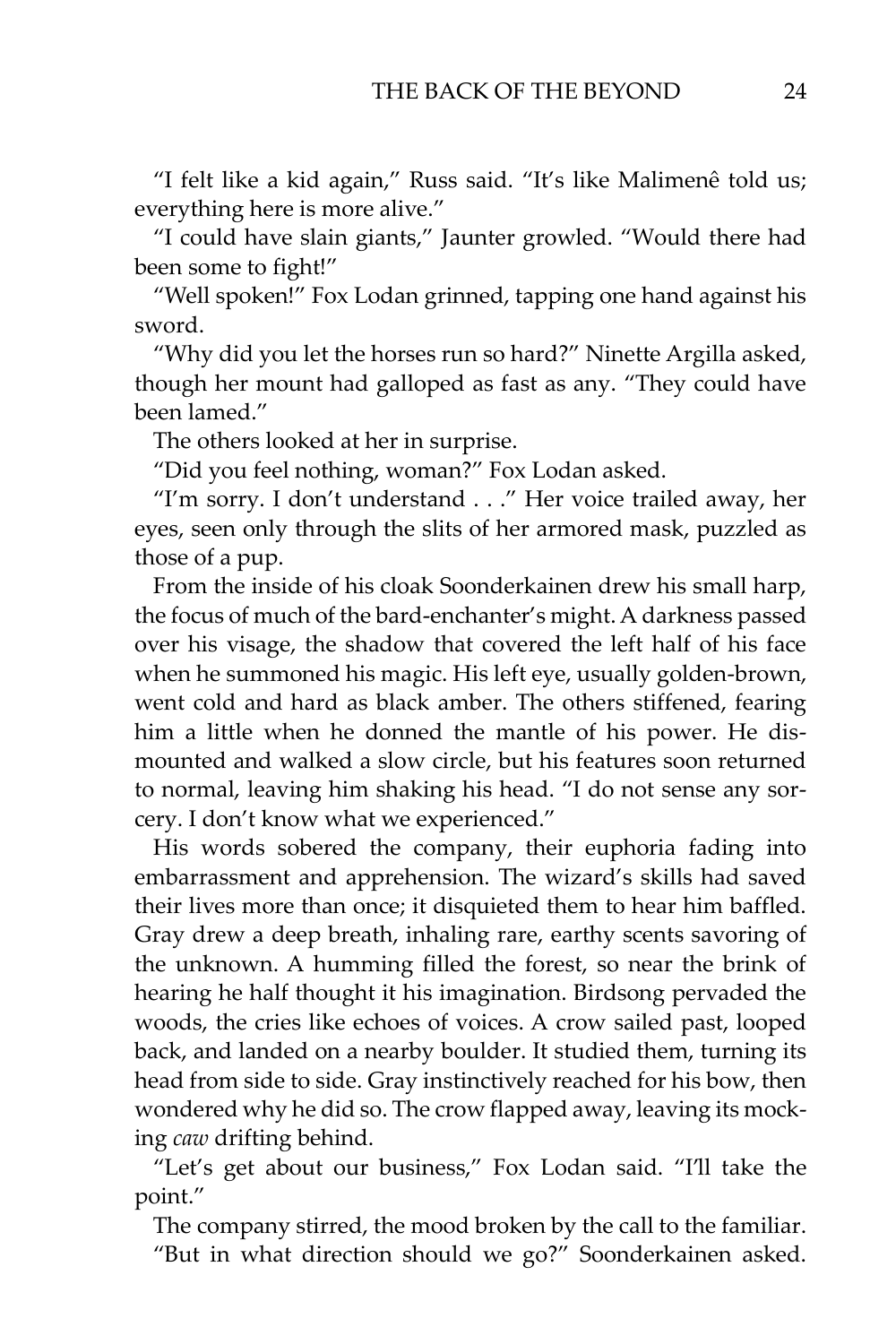"I felt like a kid again," Russ said. "It's like Malimenê told us; everything here is more alive."

"I could have slain giants," Jaunter growled. "Would there had been some to fight!"

"Well spoken!" Fox Lodan grinned, tapping one hand against his sword.

"Why did you let the horses run so hard?" Ninette Argilla asked, though her mount had galloped as fast as any. "They could have been lamed."

The others looked at her in surprise.

"Did you feel nothing, woman?" Fox Lodan asked.

"I'm sorry. I don't understand . . ." Her voice trailed away, her eyes, seen only through the slits of her armored mask, puzzled as those of a pup.

From the inside of his cloak Soonderkainen drew his small harp, the focus of much of the bard-enchanter's might. A darkness passed over his visage, the shadow that covered the left half of his face when he summoned his magic. His left eye, usually golden-brown, went cold and hard as black amber. The others stiffened, fearing him a little when he donned the mantle of his power. He dismounted and walked a slow circle, but his features soon returned to normal, leaving him shaking his head. "I do not sense any sorcery. I don't know what we experienced."

His words sobered the company, their euphoria fading into embarrassment and apprehension. The wizard's skills had saved their lives more than once; it disquieted them to hear him baffled. Gray drew a deep breath, inhaling rare, earthy scents savoring of the unknown. A humming filled the forest, so near the brink of hearing he half thought it his imagination. Birdsong pervaded the woods, the cries like echoes of voices. A crow sailed past, looped back, and landed on a nearby boulder. It studied them, turning its head from side to side. Gray instinctively reached for his bow, then wondered why he did so. The crow flapped away, leaving its mocking *caw* drifting behind.

"Let's get about our business," Fox Lodan said. "I'll take the point."

The company stirred, the mood broken by the call to the familiar.

"But in what direction should we go?" Soonderkainen asked.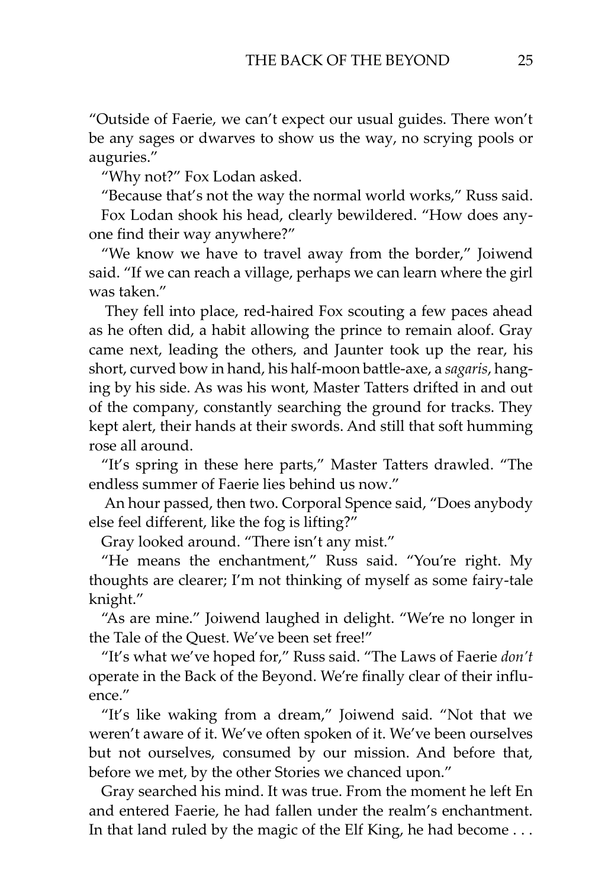"Outside of Faerie, we can't expect our usual guides. There won't be any sages or dwarves to show us the way, no scrying pools or auguries."

"Why not?" Fox Lodan asked.

"Because that's not the way the normal world works," Russ said.

Fox Lodan shook his head, clearly bewildered. "How does anyone find their way anywhere?"

"We know we have to travel away from the border," Joiwend said. "If we can reach a village, perhaps we can learn where the girl was taken."

They fell into place, red-haired Fox scouting a few paces ahead as he often did, a habit allowing the prince to remain aloof. Gray came next, leading the others, and Jaunter took up the rear, his short, curved bow in hand, his half-moon battle-axe, a *sagaris*, hanging by his side. As was his wont, Master Tatters drifted in and out of the company, constantly searching the ground for tracks. They kept alert, their hands at their swords. And still that soft humming rose all around.

"It's spring in these here parts," Master Tatters drawled. "The endless summer of Faerie lies behind us now."

An hour passed, then two. Corporal Spence said, "Does anybody else feel different, like the fog is lifting?"

Gray looked around. "There isn't any mist."

"He means the enchantment," Russ said. "You're right. My thoughts are clearer; I'm not thinking of myself as some fairy-tale knight."

"As are mine." Joiwend laughed in delight. "We're no longer in the Tale of the Quest. We've been set free!"

"It's what we've hoped for," Russ said. "The Laws of Faerie *don't* operate in the Back of the Beyond. We're finally clear of their influence."

"It's like waking from a dream," Joiwend said. "Not that we weren't aware of it. We've often spoken of it. We've been ourselves but not ourselves, consumed by our mission. And before that, before we met, by the other Stories we chanced upon."

Gray searched his mind. It was true. From the moment he left En and entered Faerie, he had fallen under the realm's enchantment. In that land ruled by the magic of the Elf King, he had become . . .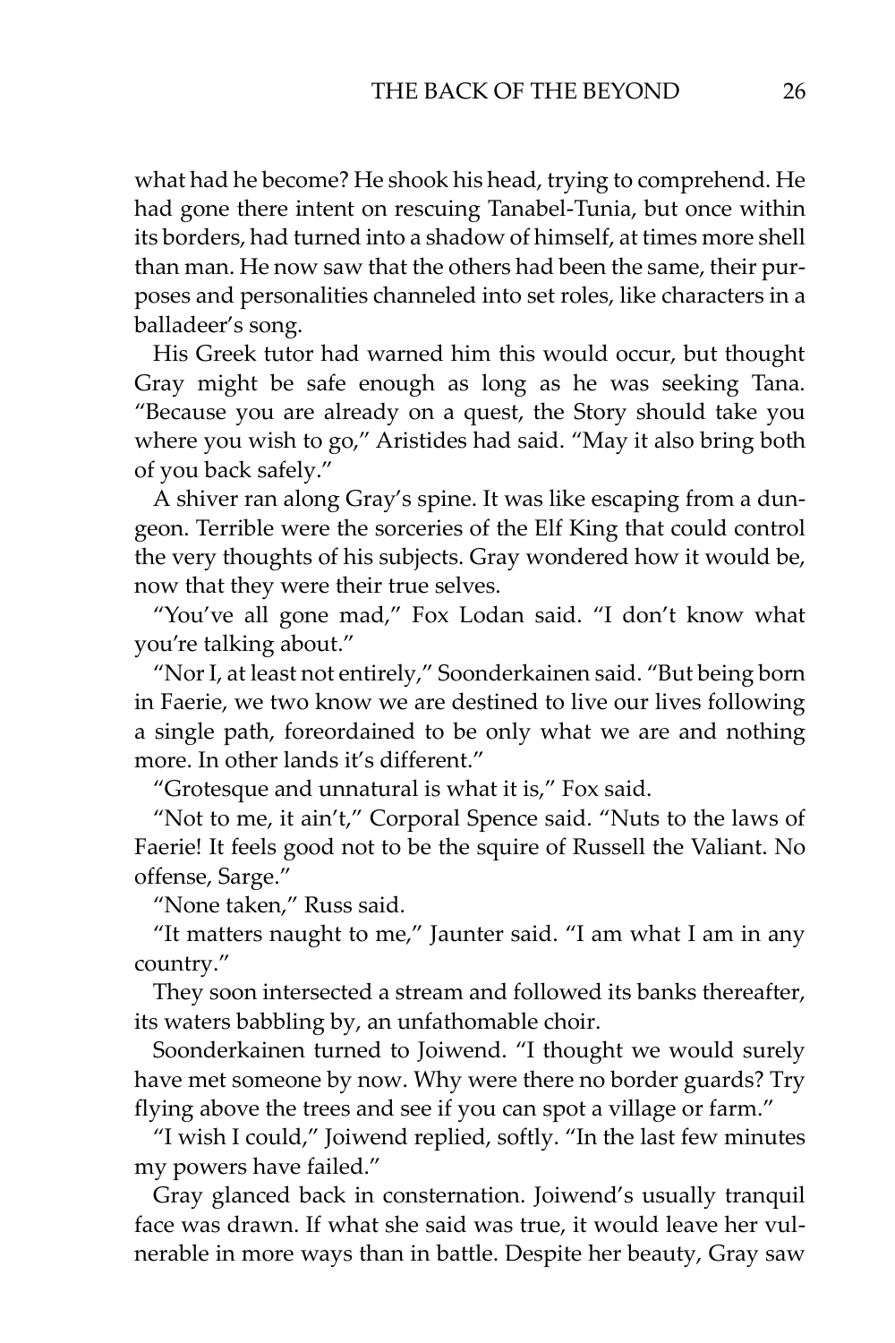what had he become? He shook his head, trying to comprehend. He had gone there intent on rescuing Tanabel-Tunia, but once within its borders, had turned into a shadow of himself, at times more shell than man. He now saw that the others had been the same, their purposes and personalities channeled into set roles, like characters in a balladeer's song.

His Greek tutor had warned him this would occur, but thought Gray might be safe enough as long as he was seeking Tana. "Because you are already on a quest, the Story should take you where you wish to go," Aristides had said. "May it also bring both of you back safely."

A shiver ran along Gray's spine. It was like escaping from a dungeon. Terrible were the sorceries of the Elf King that could control the very thoughts of his subjects. Gray wondered how it would be, now that they were their true selves.

"You've all gone mad," Fox Lodan said. "I don't know what you're talking about."

"Nor I, at least not entirely," Soonderkainen said. "But being born in Faerie, we two know we are destined to live our lives following a single path, foreordained to be only what we are and nothing more. In other lands it's different."

"Grotesque and unnatural is what it is," Fox said.

"Not to me, it ain't," Corporal Spence said. "Nuts to the laws of Faerie! It feels good not to be the squire of Russell the Valiant. No offense, Sarge."

"None taken," Russ said.

"It matters naught to me," Jaunter said. "I am what I am in any country."

They soon intersected a stream and followed its banks thereafter, its waters babbling by, an unfathomable choir.

Soonderkainen turned to Joiwend. "I thought we would surely have met someone by now. Why were there no border guards? Try flying above the trees and see if you can spot a village or farm."

"I wish I could," Joiwend replied, softly. "In the last few minutes my powers have failed."

Gray glanced back in consternation. Joiwend's usually tranquil face was drawn. If what she said was true, it would leave her vulnerable in more ways than in battle. Despite her beauty, Gray saw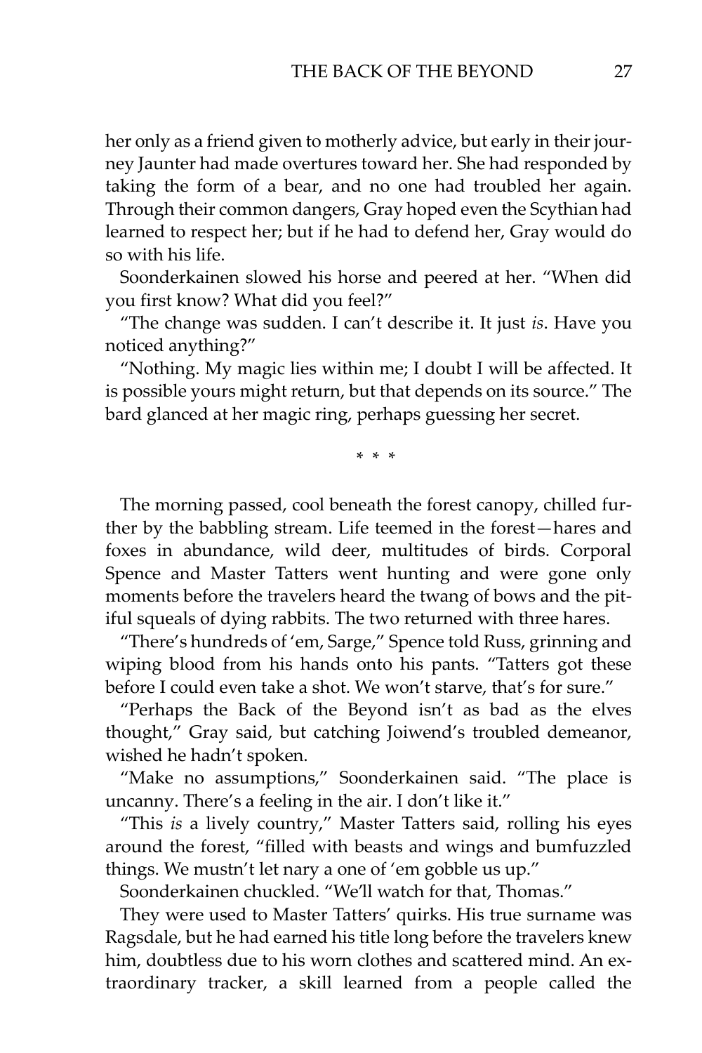her only as a friend given to motherly advice, but early in their journey Jaunter had made overtures toward her. She had responded by taking the form of a bear, and no one had troubled her again. Through their common dangers, Gray hoped even the Scythian had learned to respect her; but if he had to defend her, Gray would do so with his life.

Soonderkainen slowed his horse and peered at her. "When did you first know? What did you feel?"

"The change was sudden. I can't describe it. It just *is*. Have you noticed anything?"

"Nothing. My magic lies within me; I doubt I will be affected. It is possible yours might return, but that depends on its source." The bard glanced at her magic ring, perhaps guessing her secret.

\* \* \*

The morning passed, cool beneath the forest canopy, chilled further by the babbling stream. Life teemed in the forest—hares and foxes in abundance, wild deer, multitudes of birds. Corporal Spence and Master Tatters went hunting and were gone only moments before the travelers heard the twang of bows and the pitiful squeals of dying rabbits. The two returned with three hares.

"There's hundreds of 'em, Sarge," Spence told Russ, grinning and wiping blood from his hands onto his pants. "Tatters got these before I could even take a shot. We won't starve, that's for sure."

"Perhaps the Back of the Beyond isn't as bad as the elves thought," Gray said, but catching Joiwend's troubled demeanor, wished he hadn't spoken.

"Make no assumptions," Soonderkainen said. "The place is uncanny. There's a feeling in the air. I don't like it."

"This *is* a lively country," Master Tatters said, rolling his eyes around the forest, "filled with beasts and wings and bumfuzzled things. We mustn't let nary a one of 'em gobble us up."

Soonderkainen chuckled. "We'll watch for that, Thomas."

They were used to Master Tatters' quirks. His true surname was Ragsdale, but he had earned his title long before the travelers knew him, doubtless due to his worn clothes and scattered mind. An extraordinary tracker, a skill learned from a people called the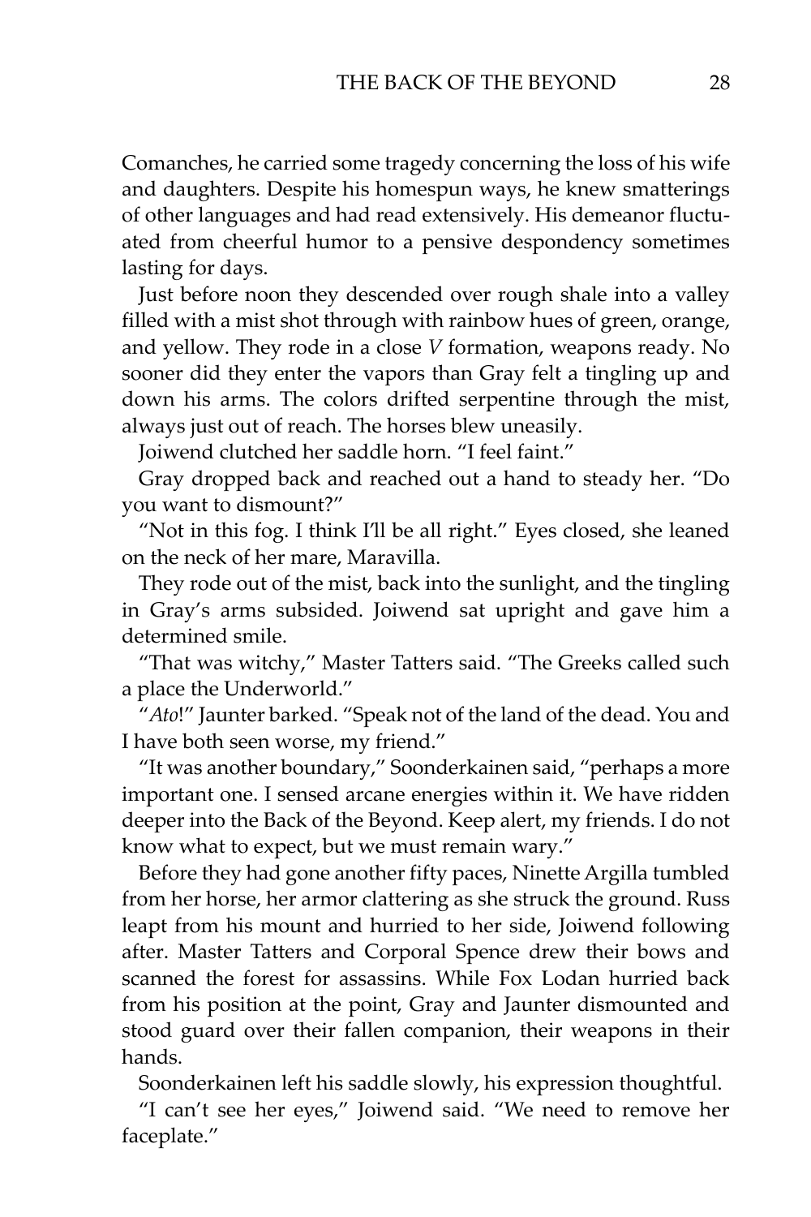Comanches, he carried some tragedy concerning the loss of his wife and daughters. Despite his homespun ways, he knew smatterings of other languages and had read extensively. His demeanor fluctuated from cheerful humor to a pensive despondency sometimes lasting for days.

Just before noon they descended over rough shale into a valley filled with a mist shot through with rainbow hues of green, orange, and yellow. They rode in a close *V* formation, weapons ready. No sooner did they enter the vapors than Gray felt a tingling up and down his arms. The colors drifted serpentine through the mist, always just out of reach. The horses blew uneasily.

Joiwend clutched her saddle horn. “I feel faint.”

Gray dropped back and reached out a hand to steady her. “Do you want to dismount?”

“Not in this fog. I think I’ll be all right.” Eyes closed, she leaned on the neck of her mare, Maravilla.

They rode out of the mist, back into the sunlight, and the tingling in Gray’s arms subsided. Joiwend sat upright and gave him a determined smile.

“That was witchy,” Master Tatters said. “The Greeks called such a place the Underworld.”

“*Ato*!” Jaunter barked. “Speak not of the land of the dead. You and I have both seen worse, my friend.”

“It was another boundary,” Soonderkainen said, “perhaps a more important one. I sensed arcane energies within it. We have ridden deeper into the Back of the Beyond. Keep alert, my friends. I do not know what to expect, but we must remain wary.”

Before they had gone another fifty paces, Ninette Argilla tumbled from her horse, her armor clattering as she struck the ground. Russ leapt from his mount and hurried to her side, Joiwend following after. Master Tatters and Corporal Spence drew their bows and scanned the forest for assassins. While Fox Lodan hurried back from his position at the point, Gray and Jaunter dismounted and stood guard over their fallen companion, their weapons in their hands.

Soonderkainen left his saddle slowly, his expression thoughtful.

“I can’t see her eyes,” Joiwend said. “We need to remove her faceplate.”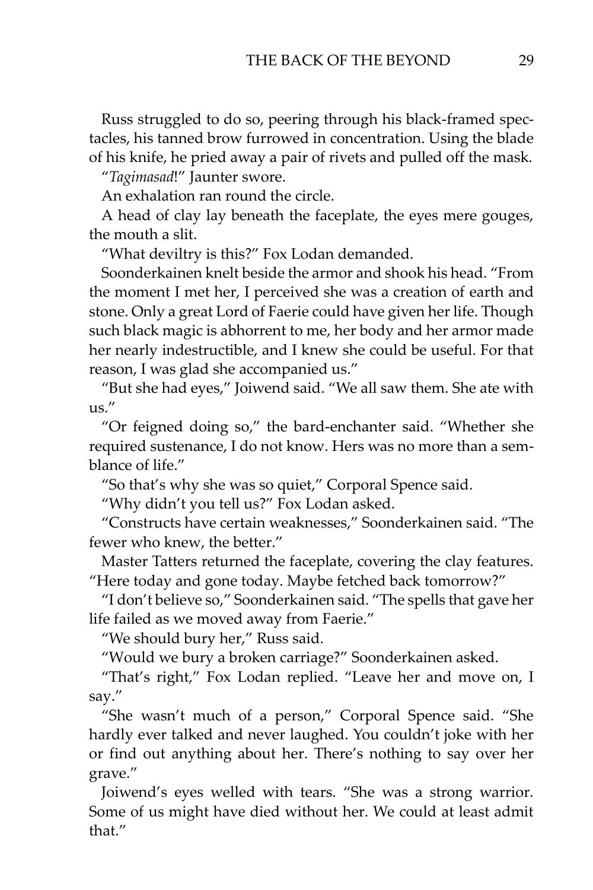Russ struggled to do so, peering through his black-framed spectacles, his tanned brow furrowed in concentration. Using the blade of his knife, he pried away a pair of rivets and pulled off the mask.

"*Tagimasad*!" Jaunter swore.

An exhalation ran round the circle.

A head of clay lay beneath the faceplate, the eyes mere gouges, the mouth a slit.

"What deviltry is this?" Fox Lodan demanded.

Soonderkainen knelt beside the armor and shook his head. "From the moment I met her, I perceived she was a creation of earth and stone. Only a great Lord of Faerie could have given her life. Though such black magic is abhorrent to me, her body and her armor made her nearly indestructible, and I knew she could be useful. For that reason, I was glad she accompanied us."

"But she had eyes," Joiwend said. "We all saw them. She ate with us."

"Or feigned doing so," the bard-enchanter said. "Whether she required sustenance, I do not know. Hers was no more than a semblance of life."

"So that's why she was so quiet," Corporal Spence said.

"Why didn't you tell us?" Fox Lodan asked.

"Constructs have certain weaknesses," Soonderkainen said. "The fewer who knew, the better."

Master Tatters returned the faceplate, covering the clay features. "Here today and gone today. Maybe fetched back tomorrow?"

"I don't believe so," Soonderkainen said. "The spells that gave her life failed as we moved away from Faerie."

"We should bury her," Russ said.

"Would we bury a broken carriage?" Soonderkainen asked.

"That's right," Fox Lodan replied. "Leave her and move on, I say."

"She wasn't much of a person," Corporal Spence said. "She hardly ever talked and never laughed. You couldn't joke with her or find out anything about her. There's nothing to say over her grave."

Joiwend's eyes welled with tears. "She was a strong warrior. Some of us might have died without her. We could at least admit that."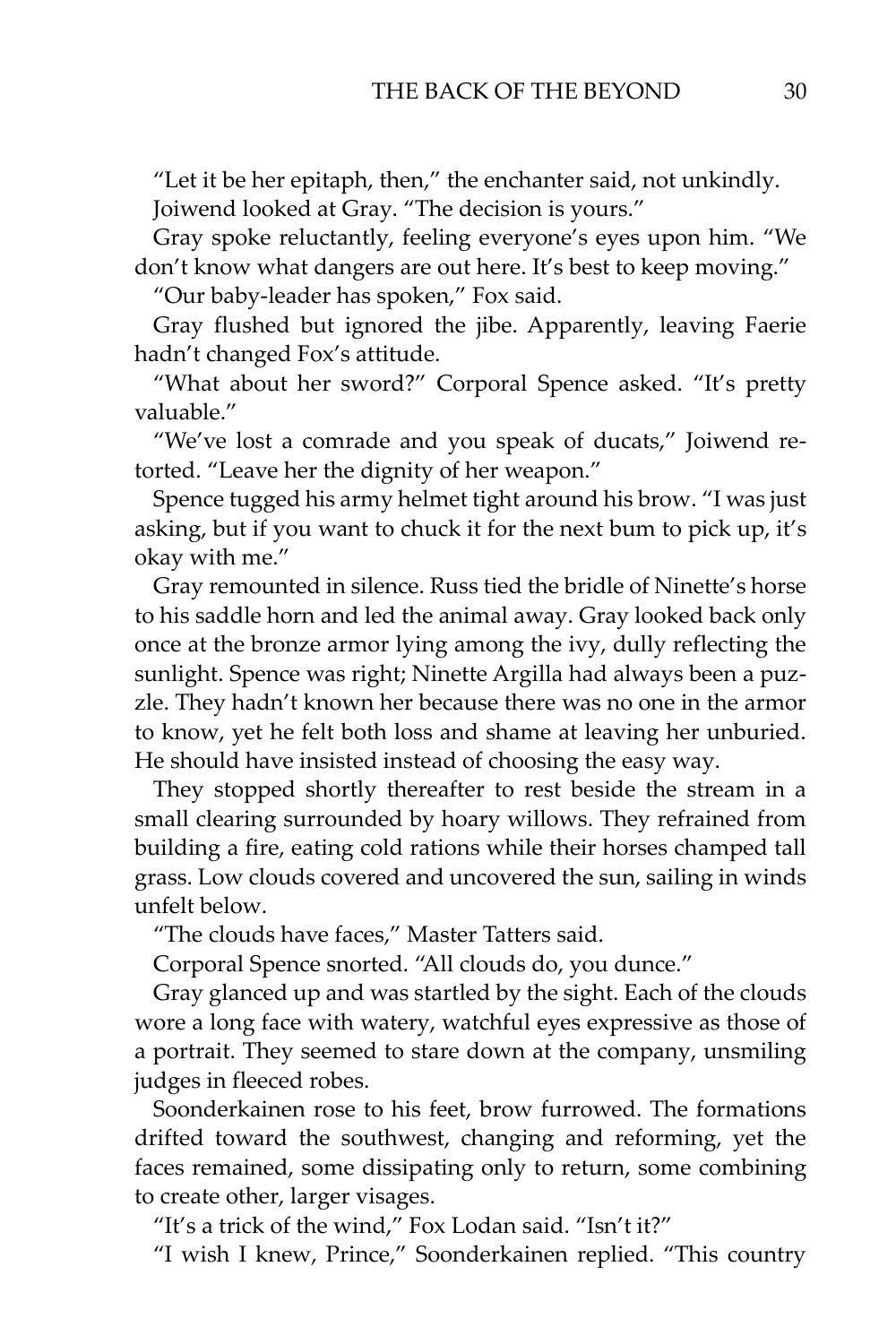"Let it be her epitaph, then," the enchanter said, not unkindly.

Joiwend looked at Gray. "The decision is yours."

Gray spoke reluctantly, feeling everyone's eyes upon him. "We don't know what dangers are out here. It's best to keep moving."

"Our baby-leader has spoken," Fox said.

Gray flushed but ignored the jibe. Apparently, leaving Faerie hadn't changed Fox's attitude.

"What about her sword?" Corporal Spence asked. "It's pretty valuable."

"We've lost a comrade and you speak of ducats," Joiwend retorted. "Leave her the dignity of her weapon."

Spence tugged his army helmet tight around his brow. "I was just asking, but if you want to chuck it for the next bum to pick up, it's okay with me."

Gray remounted in silence. Russ tied the bridle of Ninette's horse to his saddle horn and led the animal away. Gray looked back only once at the bronze armor lying among the ivy, dully reflecting the sunlight. Spence was right; Ninette Argilla had always been a puzzle. They hadn't known her because there was no one in the armor to know, yet he felt both loss and shame at leaving her unburied. He should have insisted instead of choosing the easy way.

They stopped shortly thereafter to rest beside the stream in a small clearing surrounded by hoary willows. They refrained from building a fire, eating cold rations while their horses champed tall grass. Low clouds covered and uncovered the sun, sailing in winds unfelt below.

"The clouds have faces," Master Tatters said.

Corporal Spence snorted. "All clouds do, you dunce."

Gray glanced up and was startled by the sight. Each of the clouds wore a long face with watery, watchful eyes expressive as those of a portrait. They seemed to stare down at the company, unsmiling judges in fleeced robes.

Soonderkainen rose to his feet, brow furrowed. The formations drifted toward the southwest, changing and reforming, yet the faces remained, some dissipating only to return, some combining to create other, larger visages.

"It's a trick of the wind," Fox Lodan said. "Isn't it?"

"I wish I knew, Prince," Soonderkainen replied. "This country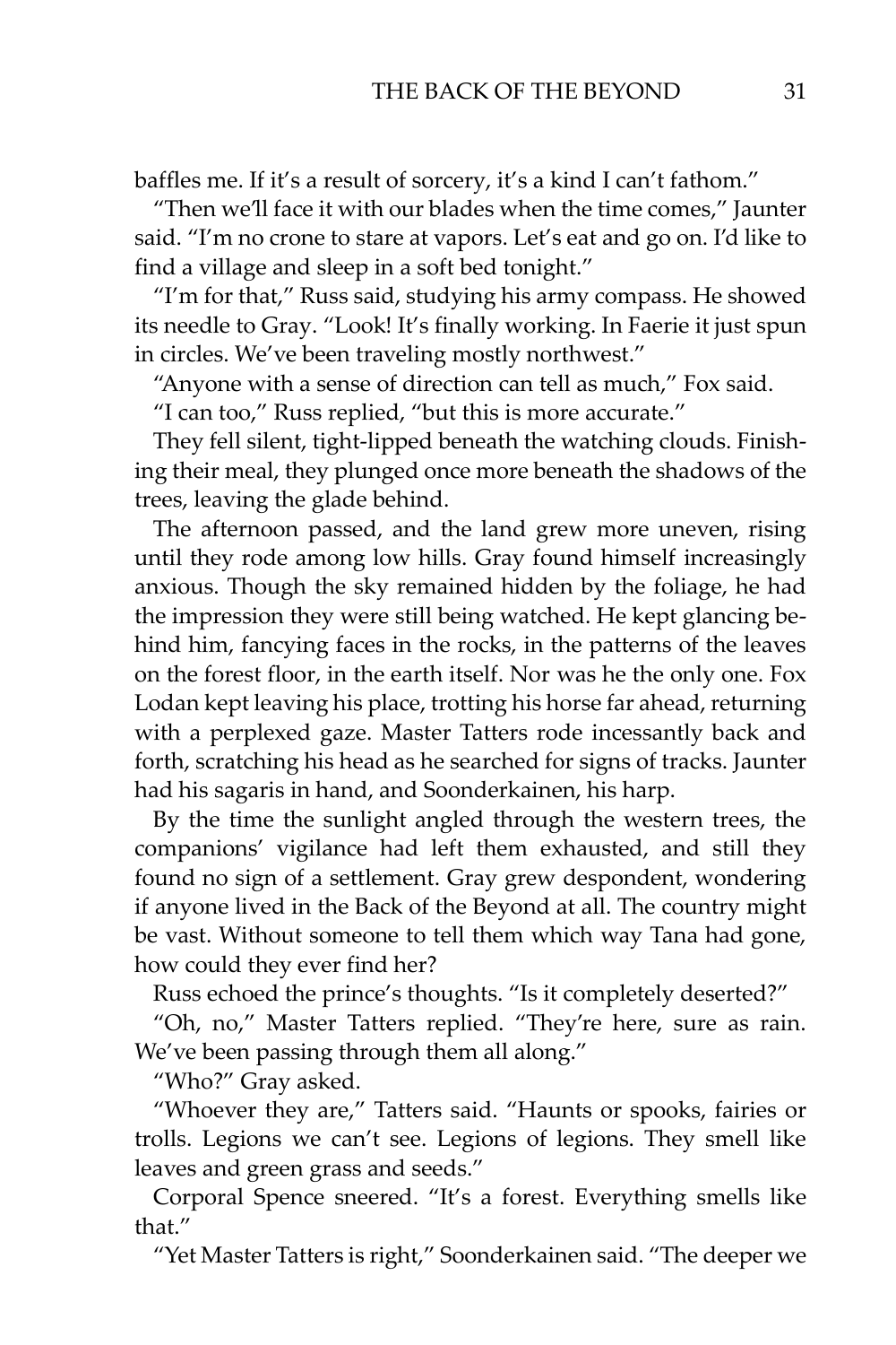baffles me. If it's a result of sorcery, it's a kind I can't fathom."

"Then we'll face it with our blades when the time comes," Jaunter said. "I'm no crone to stare at vapors. Let's eat and go on. I'd like to find a village and sleep in a soft bed tonight."

"I'm for that," Russ said, studying his army compass. He showed its needle to Gray. "Look! It's finally working. In Faerie it just spun in circles. We've been traveling mostly northwest."

"Anyone with a sense of direction can tell as much," Fox said.

"I can too," Russ replied, "but this is more accurate."

They fell silent, tight-lipped beneath the watching clouds. Finishing their meal, they plunged once more beneath the shadows of the trees, leaving the glade behind.

The afternoon passed, and the land grew more uneven, rising until they rode among low hills. Gray found himself increasingly anxious. Though the sky remained hidden by the foliage, he had the impression they were still being watched. He kept glancing behind him, fancying faces in the rocks, in the patterns of the leaves on the forest floor, in the earth itself. Nor was he the only one. Fox Lodan kept leaving his place, trotting his horse far ahead, returning with a perplexed gaze. Master Tatters rode incessantly back and forth, scratching his head as he searched for signs of tracks. Jaunter had his sagaris in hand, and Soonderkainen, his harp.

By the time the sunlight angled through the western trees, the companions' vigilance had left them exhausted, and still they found no sign of a settlement. Gray grew despondent, wondering if anyone lived in the Back of the Beyond at all. The country might be vast. Without someone to tell them which way Tana had gone, how could they ever find her?

Russ echoed the prince's thoughts. "Is it completely deserted?"

"Oh, no," Master Tatters replied. "They're here, sure as rain. We've been passing through them all along."

"Who?" Gray asked.

"Whoever they are," Tatters said. "Haunts or spooks, fairies or trolls. Legions we can't see. Legions of legions. They smell like leaves and green grass and seeds."

Corporal Spence sneered. "It's a forest. Everything smells like that."

"Yet Master Tatters is right," Soonderkainen said. "The deeper we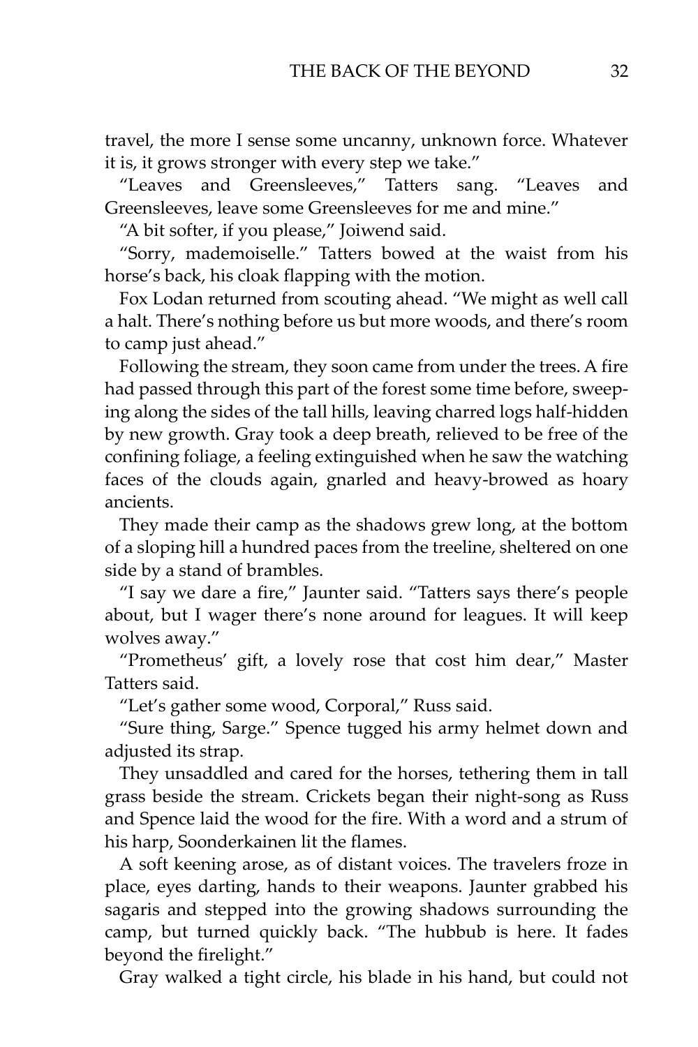travel, the more I sense some uncanny, unknown force. Whatever it is, it grows stronger with every step we take."

"Leaves and Greensleeves," Tatters sang. "Leaves and Greensleeves, leave some Greensleeves for me and mine."

"A bit softer, if you please," Joiwend said.

"Sorry, mademoiselle." Tatters bowed at the waist from his horse's back, his cloak flapping with the motion.

Fox Lodan returned from scouting ahead. "We might as well call a halt. There's nothing before us but more woods, and there's room to camp just ahead."

Following the stream, they soon came from under the trees. A fire had passed through this part of the forest some time before, sweeping along the sides of the tall hills, leaving charred logs half-hidden by new growth. Gray took a deep breath, relieved to be free of the confining foliage, a feeling extinguished when he saw the watching faces of the clouds again, gnarled and heavy-browed as hoary ancients.

They made their camp as the shadows grew long, at the bottom of a sloping hill a hundred paces from the treeline, sheltered on one side by a stand of brambles.

"I say we dare a fire," Jaunter said. "Tatters says there's people about, but I wager there's none around for leagues. It will keep wolves away."

"Prometheus' gift, a lovely rose that cost him dear," Master Tatters said.

"Let's gather some wood, Corporal," Russ said.

"Sure thing, Sarge." Spence tugged his army helmet down and adjusted its strap.

They unsaddled and cared for the horses, tethering them in tall grass beside the stream. Crickets began their night-song as Russ and Spence laid the wood for the fire. With a word and a strum of his harp, Soonderkainen lit the flames.

A soft keening arose, as of distant voices. The travelers froze in place, eyes darting, hands to their weapons. Jaunter grabbed his sagaris and stepped into the growing shadows surrounding the camp, but turned quickly back. "The hubbub is here. It fades beyond the firelight."

Gray walked a tight circle, his blade in his hand, but could not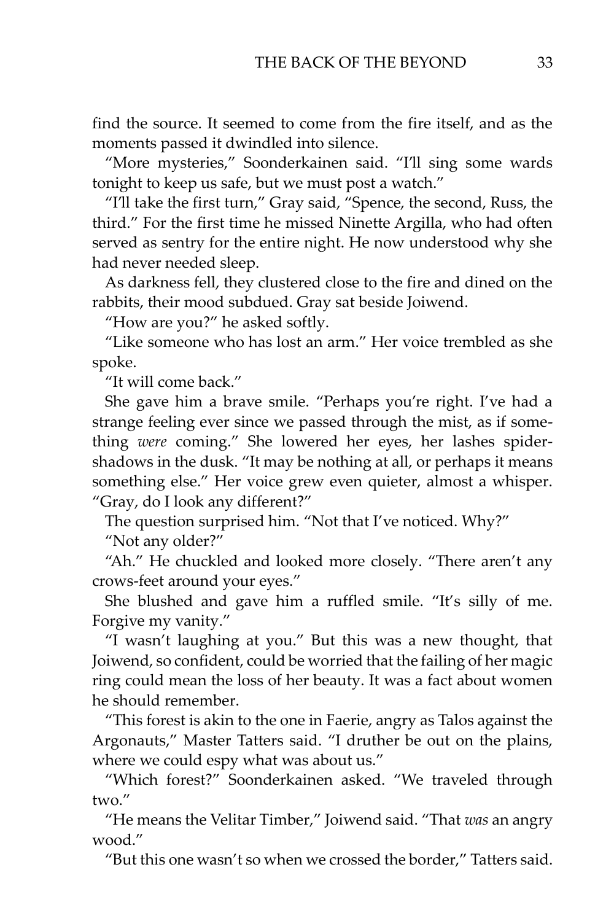find the source. It seemed to come from the fire itself, and as the moments passed it dwindled into silence.

"More mysteries," Soonderkainen said. "I'll sing some wards tonight to keep us safe, but we must post a watch."

"I'll take the first turn," Gray said, "Spence, the second, Russ, the third." For the first time he missed Ninette Argilla, who had often served as sentry for the entire night. He now understood why she had never needed sleep.

As darkness fell, they clustered close to the fire and dined on the rabbits, their mood subdued. Gray sat beside Joiwend.

"How are you?" he asked softly.

"Like someone who has lost an arm." Her voice trembled as she spoke.

"It will come back."

She gave him a brave smile. "Perhaps you're right. I've had a strange feeling ever since we passed through the mist, as if something *were* coming." She lowered her eyes, her lashes spider-shadows in the dusk. "It may be nothing at all, or perhaps it means something else." Her voice grew even quieter, almost a whisper. "Gray, do I look any different?"

The question surprised him. "Not that I've noticed. Why?"

"Not any older?"

"Ah." He chuckled and looked more closely. "There aren't any crows-feet around your eyes."

She blushed and gave him a ruffled smile. "It's silly of me. Forgive my vanity."

"I wasn't laughing at you." But this was a new thought, that Joiwend, so confident, could be worried that the failing of her magic ring could mean the loss of her beauty. It was a fact about women he should remember.

"This forest is akin to the one in Faerie, angry as Talos against the Argonauts," Master Tatters said. "I druther be out on the plains, where we could espy what was about us."

"Which forest?" Soonderkainen asked. "We traveled through two."

"He means the Velitar Timber," Joiwend said. "That *was* an angry wood."

"But this one wasn't so when we crossed the border," Tatters said.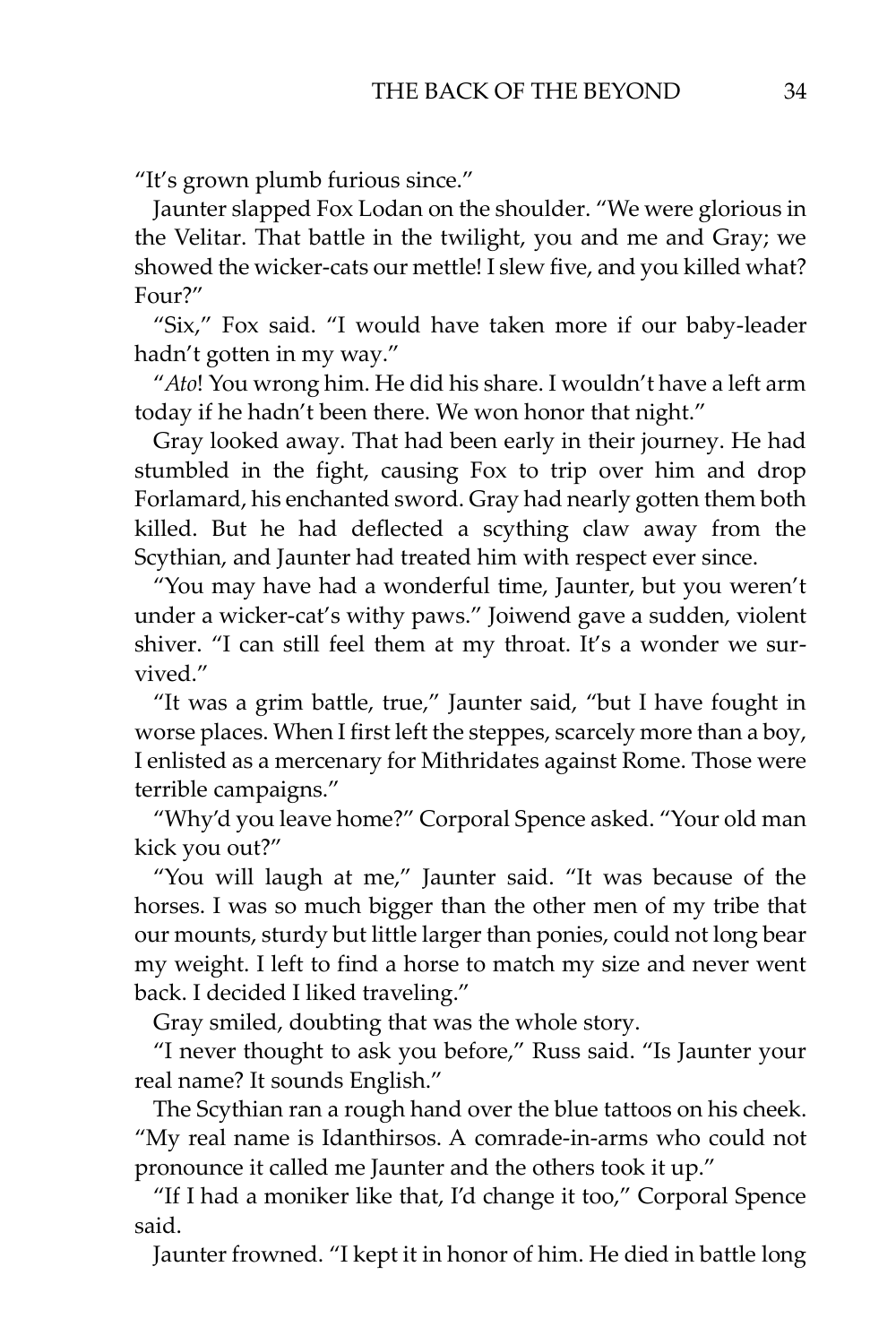"It's grown plumb furious since."

Jaunter slapped Fox Lodan on the shoulder. "We were glorious in the Velitar. That battle in the twilight, you and me and Gray; we showed the wicker-cats our mettle! I slew five, and you killed what? Four?"

"Six," Fox said. "I would have taken more if our baby-leader hadn't gotten in my way."

"*Ato*! You wrong him. He did his share. I wouldn't have a left arm today if he hadn't been there. We won honor that night."

Gray looked away. That had been early in their journey. He had stumbled in the fight, causing Fox to trip over him and drop Forlamard, his enchanted sword. Gray had nearly gotten them both killed. But he had deflected a scything claw away from the Scythian, and Jaunter had treated him with respect ever since.

"You may have had a wonderful time, Jaunter, but you weren't under a wicker-cat's withy paws." Joiwend gave a sudden, violent shiver. "I can still feel them at my throat. It's a wonder we survived."

"It was a grim battle, true," Jaunter said, "but I have fought in worse places. When I first left the steppes, scarcely more than a boy, I enlisted as a mercenary for Mithridates against Rome. Those were terrible campaigns."

"Why'd you leave home?" Corporal Spence asked. "Your old man kick you out?"

"You will laugh at me," Jaunter said. "It was because of the horses. I was so much bigger than the other men of my tribe that our mounts, sturdy but little larger than ponies, could not long bear my weight. I left to find a horse to match my size and never went back. I decided I liked traveling."

Gray smiled, doubting that was the whole story.

"I never thought to ask you before," Russ said. "Is Jaunter your real name? It sounds English."

The Scythian ran a rough hand over the blue tattoos on his cheek. "My real name is Idanthirsos. A comrade-in-arms who could not pronounce it called me Jaunter and the others took it up."

"If I had a moniker like that, I'd change it too," Corporal Spence said.

Jaunter frowned. "I kept it in honor of him. He died in battle long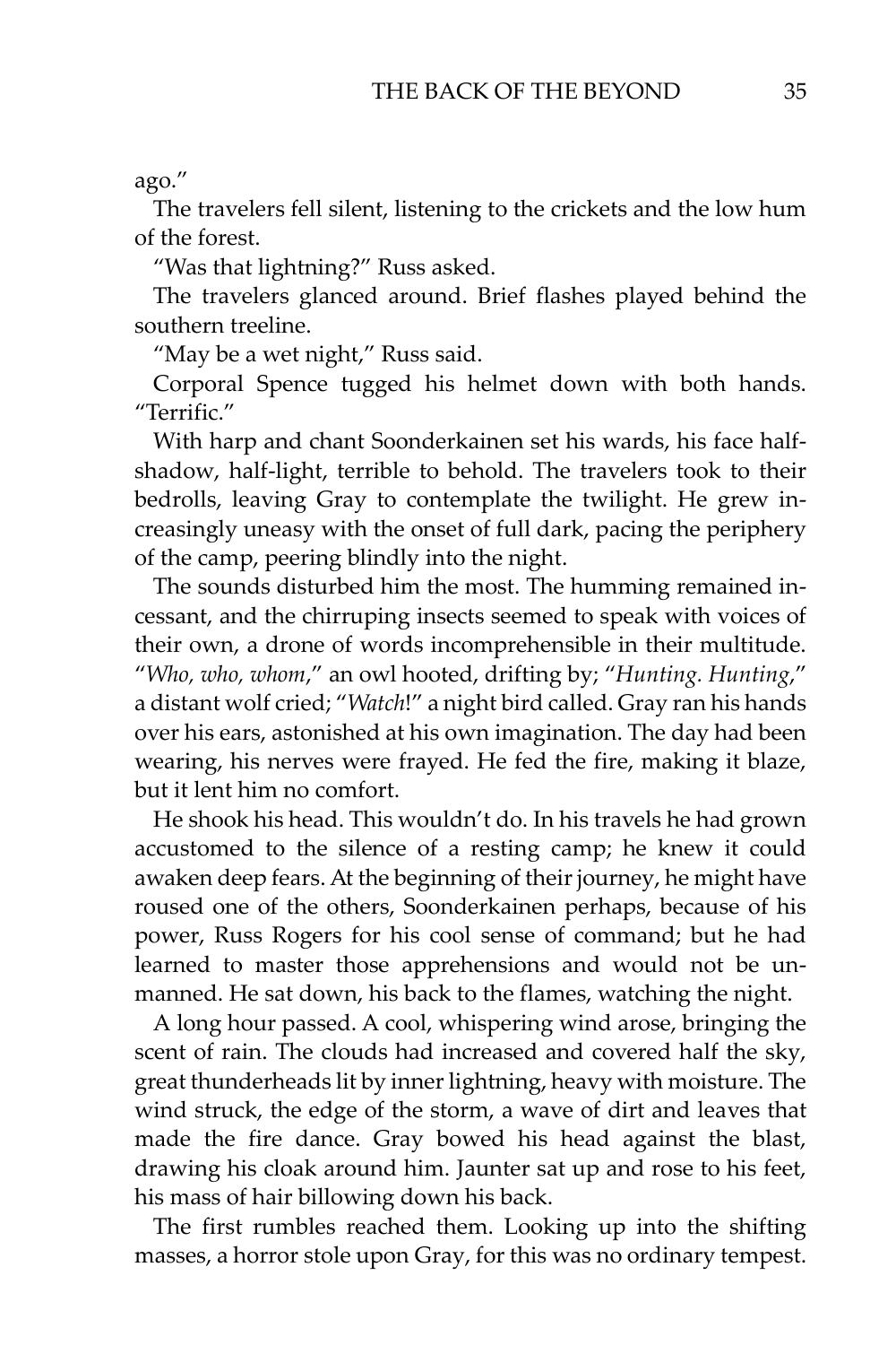ago."

The travelers fell silent, listening to the crickets and the low hum of the forest.

"Was that lightning?" Russ asked.

The travelers glanced around. Brief flashes played behind the southern treeline.

"May be a wet night," Russ said.

Corporal Spence tugged his helmet down with both hands. "Terrific."

With harp and chant Soonderkainen set his wards, his face half-shadow, half-light, terrible to behold. The travelers took to their bedrolls, leaving Gray to contemplate the twilight. He grew increasingly uneasy with the onset of full dark, pacing the periphery of the camp, peering blindly into the night.

The sounds disturbed him the most. The humming remained incessant, and the chirruping insects seemed to speak with voices of their own, a drone of words incomprehensible in their multitude. "*Who, who, whom*," an owl hooted, drifting by; "*Hunting. Hunting*," a distant wolf cried; "*Watch*!" a night bird called. Gray ran his hands over his ears, astonished at his own imagination. The day had been wearing, his nerves were frayed. He fed the fire, making it blaze, but it lent him no comfort.

He shook his head. This wouldn't do. In his travels he had grown accustomed to the silence of a resting camp; he knew it could awaken deep fears. At the beginning of their journey, he might have roused one of the others, Soonderkainen perhaps, because of his power, Russ Rogers for his cool sense of command; but he had learned to master those apprehensions and would not be unmanned. He sat down, his back to the flames, watching the night.

A long hour passed. A cool, whispering wind arose, bringing the scent of rain. The clouds had increased and covered half the sky, great thunderheads lit by inner lightning, heavy with moisture. The wind struck, the edge of the storm, a wave of dirt and leaves that made the fire dance. Gray bowed his head against the blast, drawing his cloak around him. Jaunter sat up and rose to his feet, his mass of hair billowing down his back.

The first rumbles reached them. Looking up into the shifting masses, a horror stole upon Gray, for this was no ordinary tempest.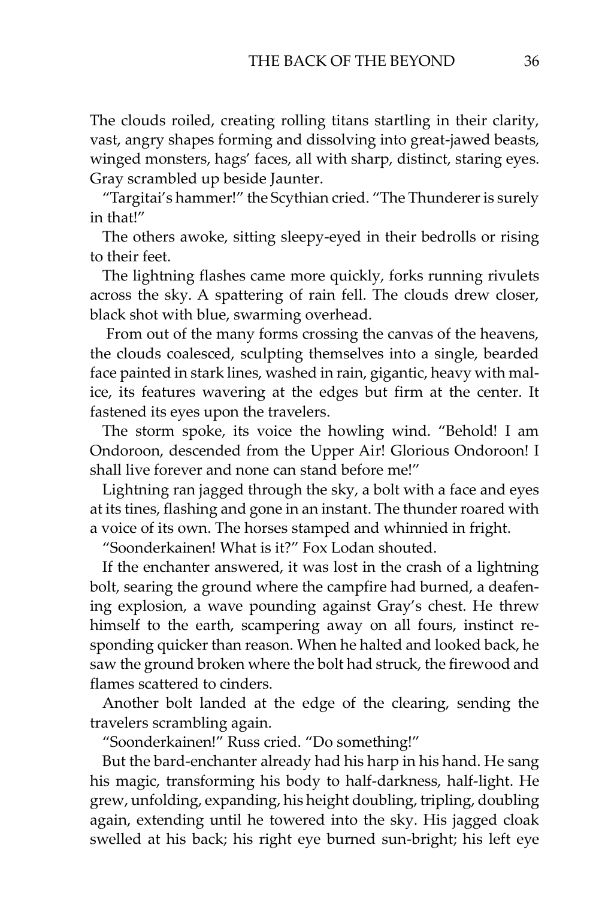The clouds roiled, creating rolling titans startling in their clarity, vast, angry shapes forming and dissolving into great-jawed beasts, winged monsters, hags' faces, all with sharp, distinct, staring eyes. Gray scrambled up beside Jaunter.

"Targitai's hammer!" the Scythian cried. "The Thunderer is surely in that!"

The others awoke, sitting sleepy-eyed in their bedrolls or rising to their feet.

The lightning flashes came more quickly, forks running rivulets across the sky. A spattering of rain fell. The clouds drew closer, black shot with blue, swarming overhead.

From out of the many forms crossing the canvas of the heavens, the clouds coalesced, sculpting themselves into a single, bearded face painted in stark lines, washed in rain, gigantic, heavy with malice, its features wavering at the edges but firm at the center. It fastened its eyes upon the travelers.

The storm spoke, its voice the howling wind. "Behold! I am Ondoroon, descended from the Upper Air! Glorious Ondoroon! I shall live forever and none can stand before me!"

Lightning ran jagged through the sky, a bolt with a face and eyes at its tines, flashing and gone in an instant. The thunder roared with a voice of its own. The horses stamped and whinnied in fright.

"Soonderkainen! What is it?" Fox Lodan shouted.

If the enchanter answered, it was lost in the crash of a lightning bolt, searing the ground where the campfire had burned, a deafening explosion, a wave pounding against Gray's chest. He threw himself to the earth, scampering away on all fours, instinct responding quicker than reason. When he halted and looked back, he saw the ground broken where the bolt had struck, the firewood and flames scattered to cinders.

Another bolt landed at the edge of the clearing, sending the travelers scrambling again.

"Soonderkainen!" Russ cried. "Do something!"

But the bard-enchanter already had his harp in his hand. He sang his magic, transforming his body to half-darkness, half-light. He grew, unfolding, expanding, his height doubling, tripling, doubling again, extending until he towered into the sky. His jagged cloak swelled at his back; his right eye burned sun-bright; his left eye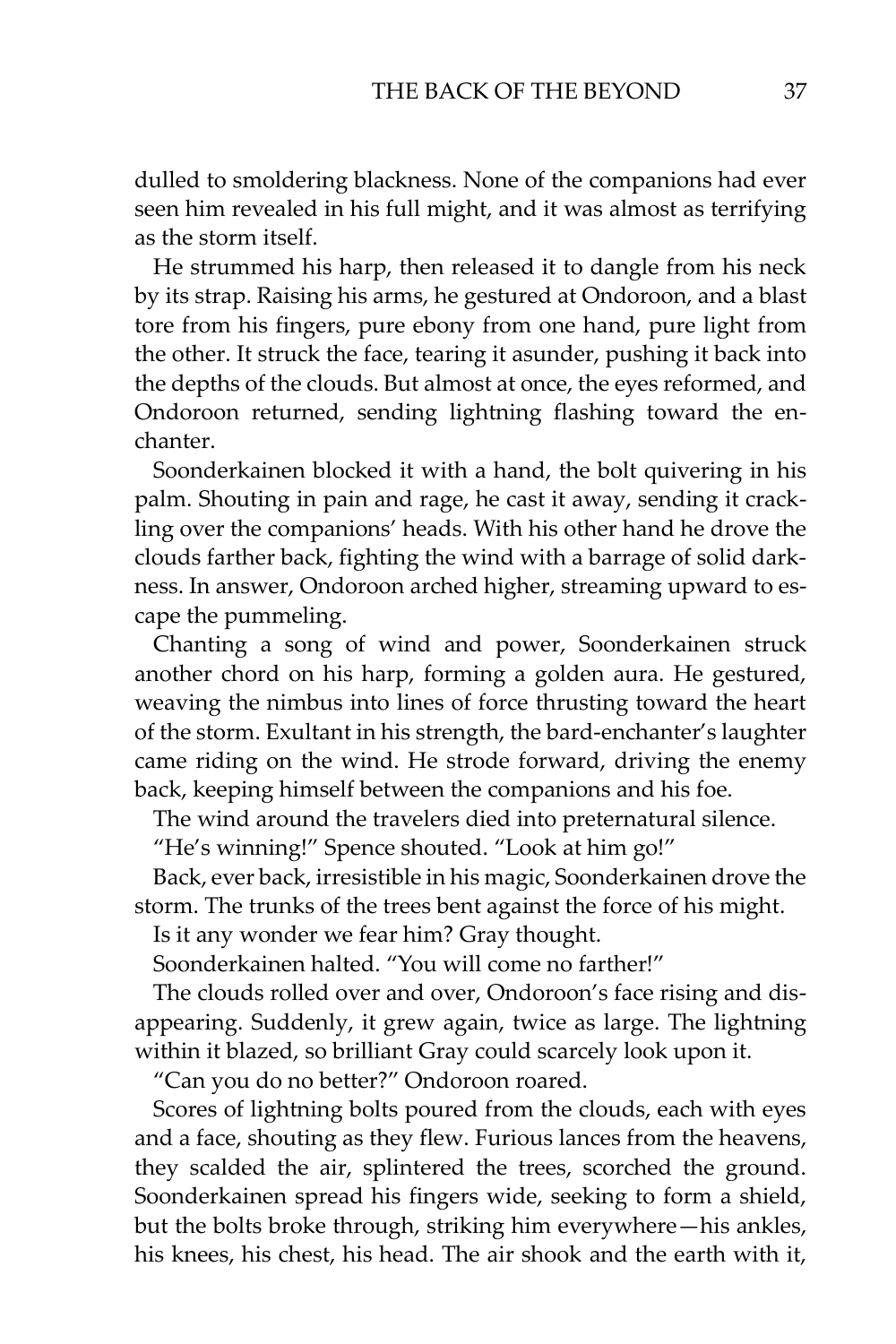dulled to smoldering blackness. None of the companions had ever seen him revealed in his full might, and it was almost as terrifying as the storm itself.

He strummed his harp, then released it to dangle from his neck by its strap. Raising his arms, he gestured at Ondoroon, and a blast tore from his fingers, pure ebony from one hand, pure light from the other. It struck the face, tearing it asunder, pushing it back into the depths of the clouds. But almost at once, the eyes reformed, and Ondoroon returned, sending lightning flashing toward the enchanter.

Soonderkainen blocked it with a hand, the bolt quivering in his palm. Shouting in pain and rage, he cast it away, sending it crackling over the companions' heads. With his other hand he drove the clouds farther back, fighting the wind with a barrage of solid darkness. In answer, Ondoroon arched higher, streaming upward to escape the pummeling.

Chanting a song of wind and power, Soonderkainen struck another chord on his harp, forming a golden aura. He gestured, weaving the nimbus into lines of force thrusting toward the heart of the storm. Exultant in his strength, the bard-enchanter's laughter came riding on the wind. He strode forward, driving the enemy back, keeping himself between the companions and his foe.

The wind around the travelers died into preternatural silence.

"He's winning!" Spence shouted. "Look at him go!"

Back, ever back, irresistible in his magic, Soonderkainen drove the storm. The trunks of the trees bent against the force of his might.

Is it any wonder we fear him? Gray thought.

Soonderkainen halted. "You will come no farther!"

The clouds rolled over and over, Ondoroon's face rising and disappearing. Suddenly, it grew again, twice as large. The lightning within it blazed, so brilliant Gray could scarcely look upon it.

"Can you do no better?" Ondoroon roared.

Scores of lightning bolts poured from the clouds, each with eyes and a face, shouting as they flew. Furious lances from the heavens, they scalded the air, splintered the trees, scorched the ground. Soonderkainen spread his fingers wide, seeking to form a shield, but the bolts broke through, striking him everywhere—his ankles, his knees, his chest, his head. The air shook and the earth with it,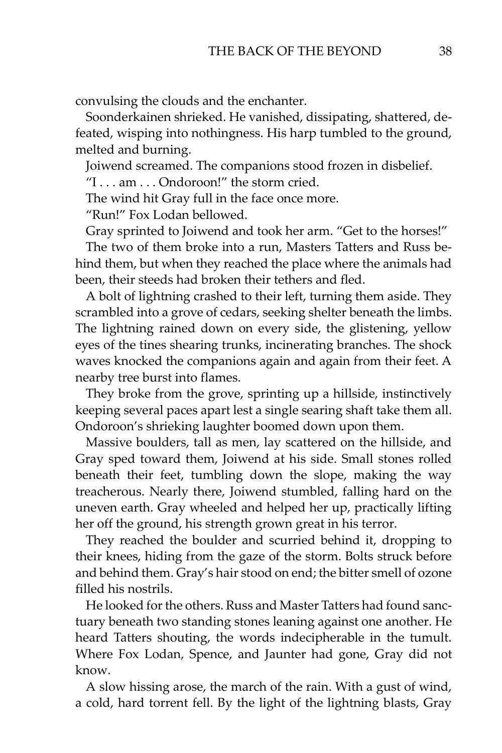convulsing the clouds and the enchanter.

Soonderkainen shrieked. He vanished, dissipating, shattered, defeated, wisping into nothingness. His harp tumbled to the ground, melted and burning.

Joiwend screamed. The companions stood frozen in disbelief.

"I . . . am . . . Ondoroon!" the storm cried.

The wind hit Gray full in the face once more.

"Run!" Fox Lodan bellowed.

Gray sprinted to Joiwend and took her arm. "Get to the horses!"

The two of them broke into a run, Masters Tatters and Russ behind them, but when they reached the place where the animals had been, their steeds had broken their tethers and fled.

A bolt of lightning crashed to their left, turning them aside. They scrambled into a grove of cedars, seeking shelter beneath the limbs. The lightning rained down on every side, the glistening, yellow eyes of the tines shearing trunks, incinerating branches. The shock waves knocked the companions again and again from their feet. A nearby tree burst into flames.

They broke from the grove, sprinting up a hillside, instinctively keeping several paces apart lest a single searing shaft take them all. Ondoroon's shrieking laughter boomed down upon them.

Massive boulders, tall as men, lay scattered on the hillside, and Gray sped toward them, Joiwend at his side. Small stones rolled beneath their feet, tumbling down the slope, making the way treacherous. Nearly there, Joiwend stumbled, falling hard on the uneven earth. Gray wheeled and helped her up, practically lifting her off the ground, his strength grown great in his terror.

They reached the boulder and scurried behind it, dropping to their knees, hiding from the gaze of the storm. Bolts struck before and behind them. Gray's hair stood on end; the bitter smell of ozone filled his nostrils.

He looked for the others. Russ and Master Tatters had found sanctuary beneath two standing stones leaning against one another. He heard Tatters shouting, the words indecipherable in the tumult. Where Fox Lodan, Spence, and Jaunter had gone, Gray did not know.

A slow hissing arose, the march of the rain. With a gust of wind, a cold, hard torrent fell. By the light of the lightning blasts, Gray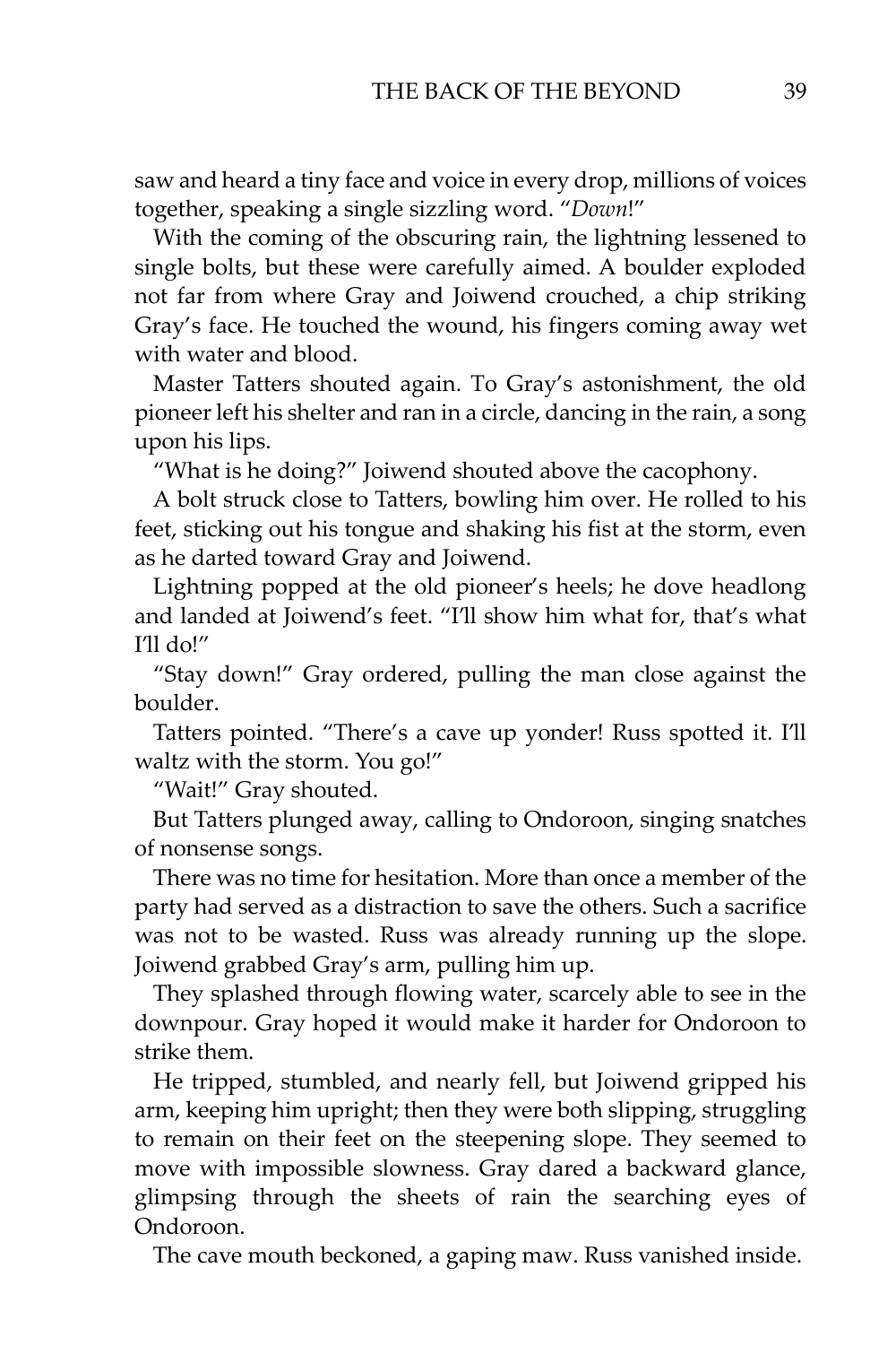saw and heard a tiny face and voice in every drop, millions of voices together, speaking a single sizzling word. "*Down*!"

With the coming of the obscuring rain, the lightning lessened to single bolts, but these were carefully aimed. A boulder exploded not far from where Gray and Joiwend crouched, a chip striking Gray's face. He touched the wound, his fingers coming away wet with water and blood.

Master Tatters shouted again. To Gray's astonishment, the old pioneer left his shelter and ran in a circle, dancing in the rain, a song upon his lips.

"What is he doing?" Joiwend shouted above the cacophony.

A bolt struck close to Tatters, bowling him over. He rolled to his feet, sticking out his tongue and shaking his fist at the storm, even as he darted toward Gray and Joiwend.

Lightning popped at the old pioneer's heels; he dove headlong and landed at Joiwend's feet. "I'll show him what for, that's what I'll do!"

"Stay down!" Gray ordered, pulling the man close against the boulder.

Tatters pointed. "There's a cave up yonder! Russ spotted it. I'll waltz with the storm. You go!"

"Wait!" Gray shouted.

But Tatters plunged away, calling to Ondoroon, singing snatches of nonsense songs.

There was no time for hesitation. More than once a member of the party had served as a distraction to save the others. Such a sacrifice was not to be wasted. Russ was already running up the slope. Joiwend grabbed Gray's arm, pulling him up.

They splashed through flowing water, scarcely able to see in the downpour. Gray hoped it would make it harder for Ondoroon to strike them.

He tripped, stumbled, and nearly fell, but Joiwend gripped his arm, keeping him upright; then they were both slipping, struggling to remain on their feet on the steepening slope. They seemed to move with impossible slowness. Gray dared a backward glance, glimpsing through the sheets of rain the searching eyes of Ondoroon.

The cave mouth beckoned, a gaping maw. Russ vanished inside.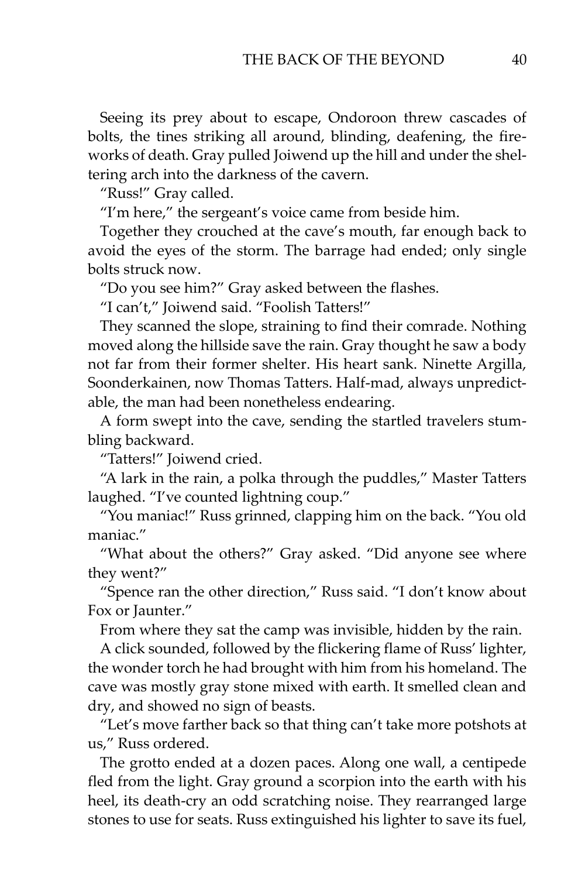Seeing its prey about to escape, Ondoroon threw cascades of bolts, the tines striking all around, blinding, deafening, the fireworks of death. Gray pulled Joiwend up the hill and under the sheltering arch into the darkness of the cavern.

"Russ!" Gray called.

"I'm here," the sergeant's voice came from beside him.

Together they crouched at the cave's mouth, far enough back to avoid the eyes of the storm. The barrage had ended; only single bolts struck now.

"Do you see him?" Gray asked between the flashes.

"I can't," Joiwend said. "Foolish Tatters!"

They scanned the slope, straining to find their comrade. Nothing moved along the hillside save the rain. Gray thought he saw a body not far from their former shelter. His heart sank. Ninette Argilla, Soonderkainen, now Thomas Tatters. Half-mad, always unpredictable, the man had been nonetheless endearing.

A form swept into the cave, sending the startled travelers stumbling backward.

"Tatters!" Joiwend cried.

"A lark in the rain, a polka through the puddles," Master Tatters laughed. "I've counted lightning coup."

"You maniac!" Russ grinned, clapping him on the back. "You old maniac."

"What about the others?" Gray asked. "Did anyone see where they went?"

"Spence ran the other direction," Russ said. "I don't know about Fox or Jaunter."

From where they sat the camp was invisible, hidden by the rain.

A click sounded, followed by the flickering flame of Russ' lighter, the wonder torch he had brought with him from his homeland. The cave was mostly gray stone mixed with earth. It smelled clean and dry, and showed no sign of beasts.

"Let's move farther back so that thing can't take more potshots at us," Russ ordered.

The grotto ended at a dozen paces. Along one wall, a centipede fled from the light. Gray ground a scorpion into the earth with his heel, its death-cry an odd scratching noise. They rearranged large stones to use for seats. Russ extinguished his lighter to save its fuel,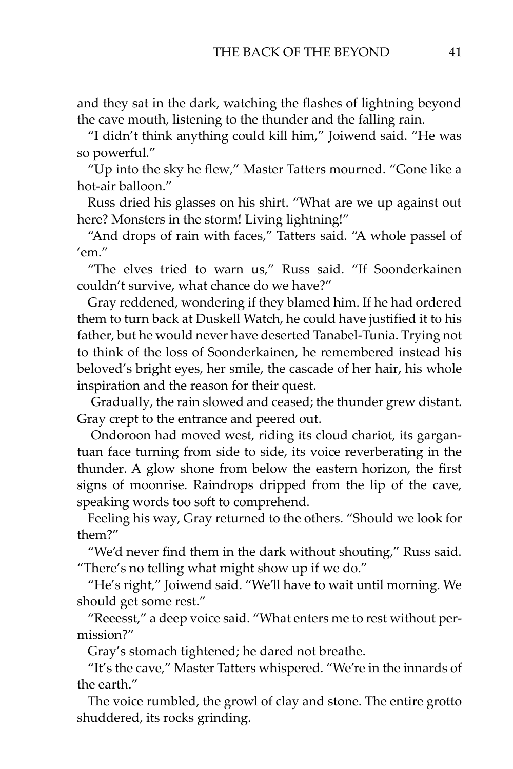and they sat in the dark, watching the flashes of lightning beyond the cave mouth, listening to the thunder and the falling rain.

"I didn't think anything could kill him," Joiwend said. "He was so powerful."

"Up into the sky he flew," Master Tatters mourned. "Gone like a hot-air balloon."

Russ dried his glasses on his shirt. "What are we up against out here? Monsters in the storm! Living lightning!"

"And drops of rain with faces," Tatters said. "A whole passel of 'em."

"The elves tried to warn us," Russ said. "If Soonderkainen couldn't survive, what chance do we have?"

Gray reddened, wondering if they blamed him. If he had ordered them to turn back at Duskell Watch, he could have justified it to his father, but he would never have deserted Tanabel-Tunia. Trying not to think of the loss of Soonderkainen, he remembered instead his beloved's bright eyes, her smile, the cascade of her hair, his whole inspiration and the reason for their quest.

Gradually, the rain slowed and ceased; the thunder grew distant. Gray crept to the entrance and peered out.

Ondoroon had moved west, riding its cloud chariot, its gargantuan face turning from side to side, its voice reverberating in the thunder. A glow shone from below the eastern horizon, the first signs of moonrise. Raindrops dripped from the lip of the cave, speaking words too soft to comprehend.

Feeling his way, Gray returned to the others. "Should we look for them?"

"We'd never find them in the dark without shouting," Russ said. "There's no telling what might show up if we do."

"He's right," Joiwend said. "We'll have to wait until morning. We should get some rest."

"Reeesst," a deep voice said. "What enters me to rest without permission?"

Gray's stomach tightened; he dared not breathe.

"It's the cave," Master Tatters whispered. "We're in the innards of the earth."

The voice rumbled, the growl of clay and stone. The entire grotto shuddered, its rocks grinding.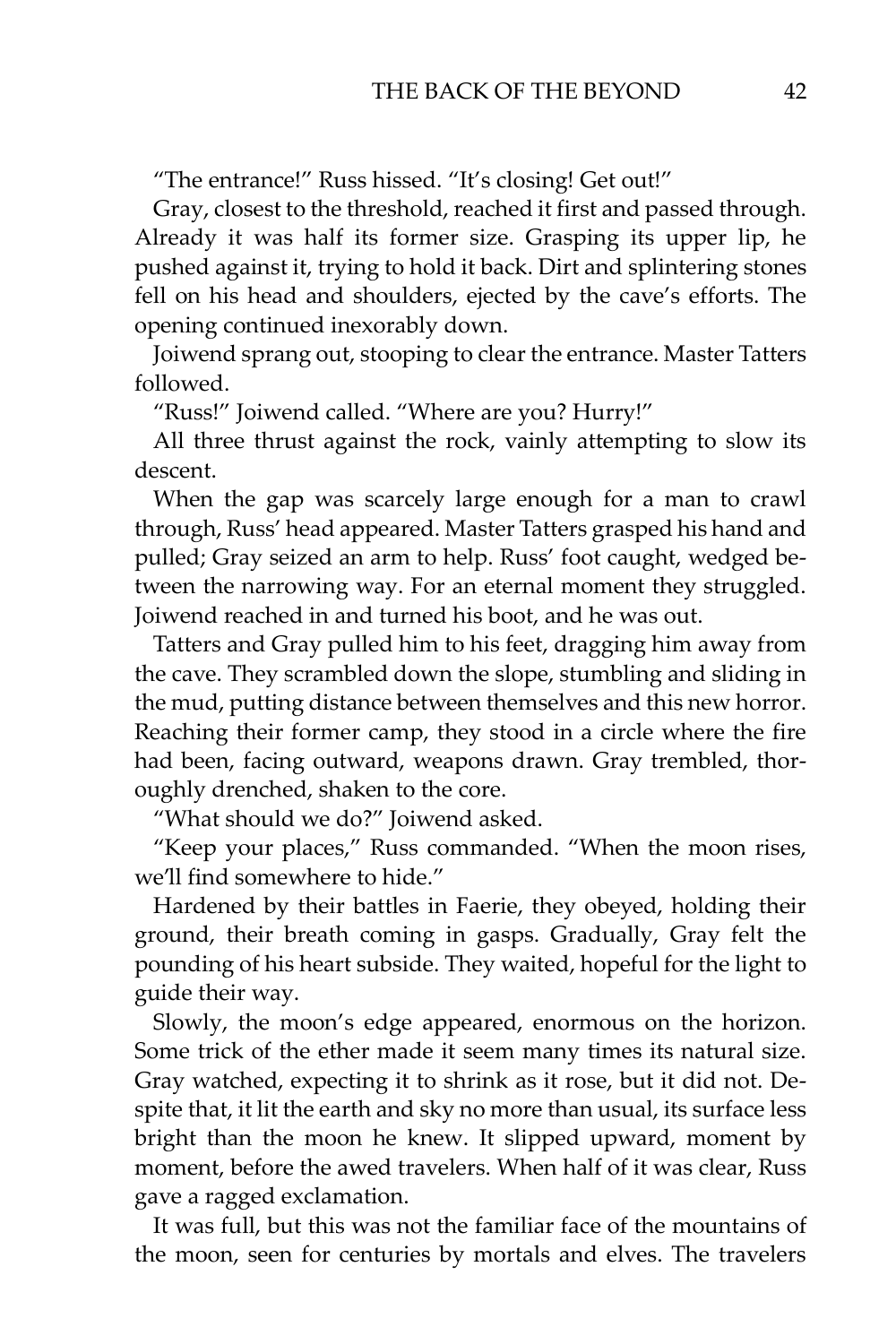"The entrance!" Russ hissed. "It's closing! Get out!"

Gray, closest to the threshold, reached it first and passed through. Already it was half its former size. Grasping its upper lip, he pushed against it, trying to hold it back. Dirt and splintering stones fell on his head and shoulders, ejected by the cave's efforts. The opening continued inexorably down.

Joiwend sprang out, stooping to clear the entrance. Master Tatters followed.

"Russ!" Joiwend called. "Where are you? Hurry!"

All three thrust against the rock, vainly attempting to slow its descent.

When the gap was scarcely large enough for a man to crawl through, Russ' head appeared. Master Tatters grasped his hand and pulled; Gray seized an arm to help. Russ' foot caught, wedged between the narrowing way. For an eternal moment they struggled. Joiwend reached in and turned his boot, and he was out.

Tatters and Gray pulled him to his feet, dragging him away from the cave. They scrambled down the slope, stumbling and sliding in the mud, putting distance between themselves and this new horror. Reaching their former camp, they stood in a circle where the fire had been, facing outward, weapons drawn. Gray trembled, thoroughly drenched, shaken to the core.

"What should we do?" Joiwend asked.

"Keep your places," Russ commanded. "When the moon rises, we'll find somewhere to hide."

Hardened by their battles in Faerie, they obeyed, holding their ground, their breath coming in gasps. Gradually, Gray felt the pounding of his heart subside. They waited, hopeful for the light to guide their way.

Slowly, the moon's edge appeared, enormous on the horizon. Some trick of the ether made it seem many times its natural size. Gray watched, expecting it to shrink as it rose, but it did not. Despite that, it lit the earth and sky no more than usual, its surface less bright than the moon he knew. It slipped upward, moment by moment, before the awed travelers. When half of it was clear, Russ gave a ragged exclamation.

It was full, but this was not the familiar face of the mountains of the moon, seen for centuries by mortals and elves. The travelers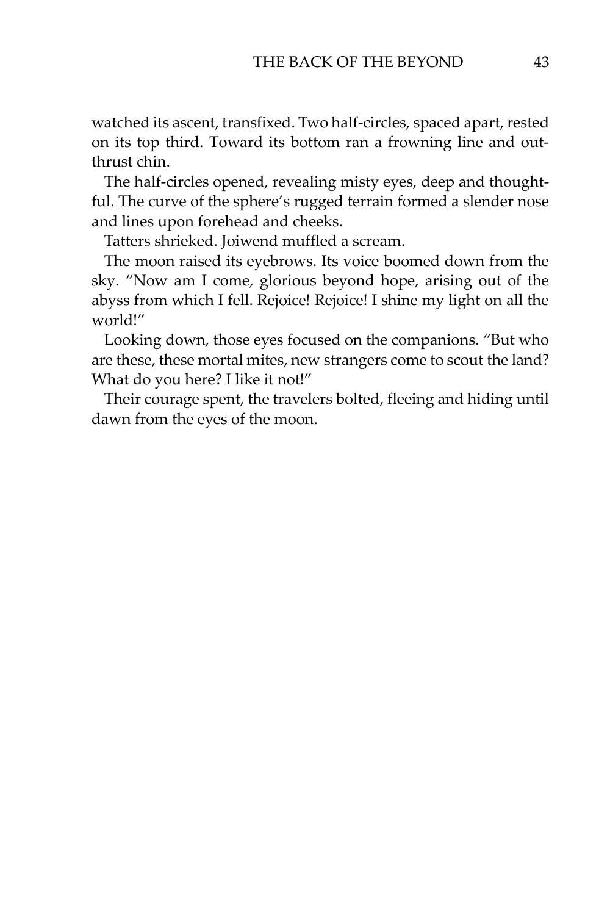watched its ascent, transfixed. Two half-circles, spaced apart, rested on its top third. Toward its bottom ran a frowning line and outthrust chin.

The half-circles opened, revealing misty eyes, deep and thoughtful. The curve of the sphere's rugged terrain formed a slender nose and lines upon forehead and cheeks.

Tatters shrieked. Joiwend muffled a scream.

The moon raised its eyebrows. Its voice boomed down from the sky. "Now am I come, glorious beyond hope, arising out of the abyss from which I fell. Rejoice! Rejoice! I shine my light on all the world!"

Looking down, those eyes focused on the companions. "But who are these, these mortal mites, new strangers come to scout the land? What do you here? I like it not!"

Their courage spent, the travelers bolted, fleeing and hiding until dawn from the eyes of the moon.